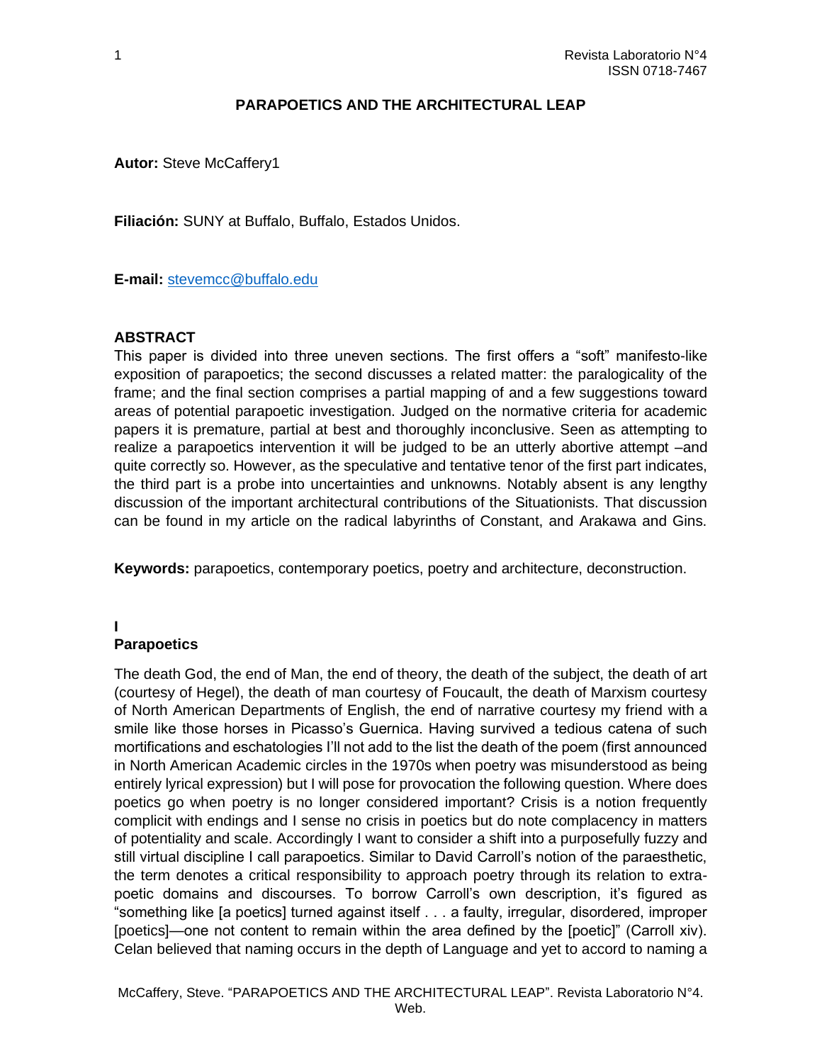# PARAPOETICS AND THE ARCHITECTURAL LEAP

**Autor:** Steve McCaffery1

**Filiación:** SUNY at Buffalo, Buffalo, Estados Unidos.

**E-mail:** stevemcc@buffalo.edu

## ABSTRACT

This paper is divided into three uneven sections. The first offers a "soft" manifesto-like exposition of parapoetics; the second discusses a related matter: the paralogicality of the frame; and the final section comprises a partial mapping of and a few suggestions toward areas of potential parapoetic investigation. Judged on the normative criteria for academic papers it is premature, partial at best and thoroughly inconclusive. Seen as attempting to realize a parapoetics intervention it will be judged to be an utterly abortive attempt –and quite correctly so. However, as the speculative and tentative tenor of the first part indicates, the third part is a probe into uncertainties and unknowns. Notably absent is any lengthy discussion of the important architectural contributions of the Situationists. That discussion can be found in my article on the radical labyrinths of Constant, and Arakawa and Gins.

**Keywords:** parapoetics, contemporary poetics, poetry and architecture, deconstruction.

## I
## Parapoetics

The death God, the end of Man, the end of theory, the death of the subject, the death of art (courtesy of Hegel), the death of man courtesy of Foucault, the death of Marxism courtesy of North American Departments of English, the end of narrative courtesy my friend with a smile like those horses in Picasso's Guernica. Having survived a tedious catena of such mortifications and eschatologies I'll not add to the list the death of the poem (first announced in North American Academic circles in the 1970s when poetry was misunderstood as being entirely lyrical expression) but I will pose for provocation the following question. Where does poetics go when poetry is no longer considered important? Crisis is a notion frequently complicit with endings and I sense no crisis in poetics but do note complacency in matters of potentiality and scale. Accordingly I want to consider a shift into a purposefully fuzzy and still virtual discipline I call parapoetics. Similar to David Carroll's notion of the paraesthetic, the term denotes a critical responsibility to approach poetry through its relation to extra-poetic domains and discourses. To borrow Carroll's own description, it's figured as "something like [a poetics] turned against itself . . . a faulty, irregular, disordered, improper [poetics]—one not content to remain within the area defined by the [poetic]" (Carroll xiv). Celan believed that naming occurs in the depth of Language and yet to accord to naming a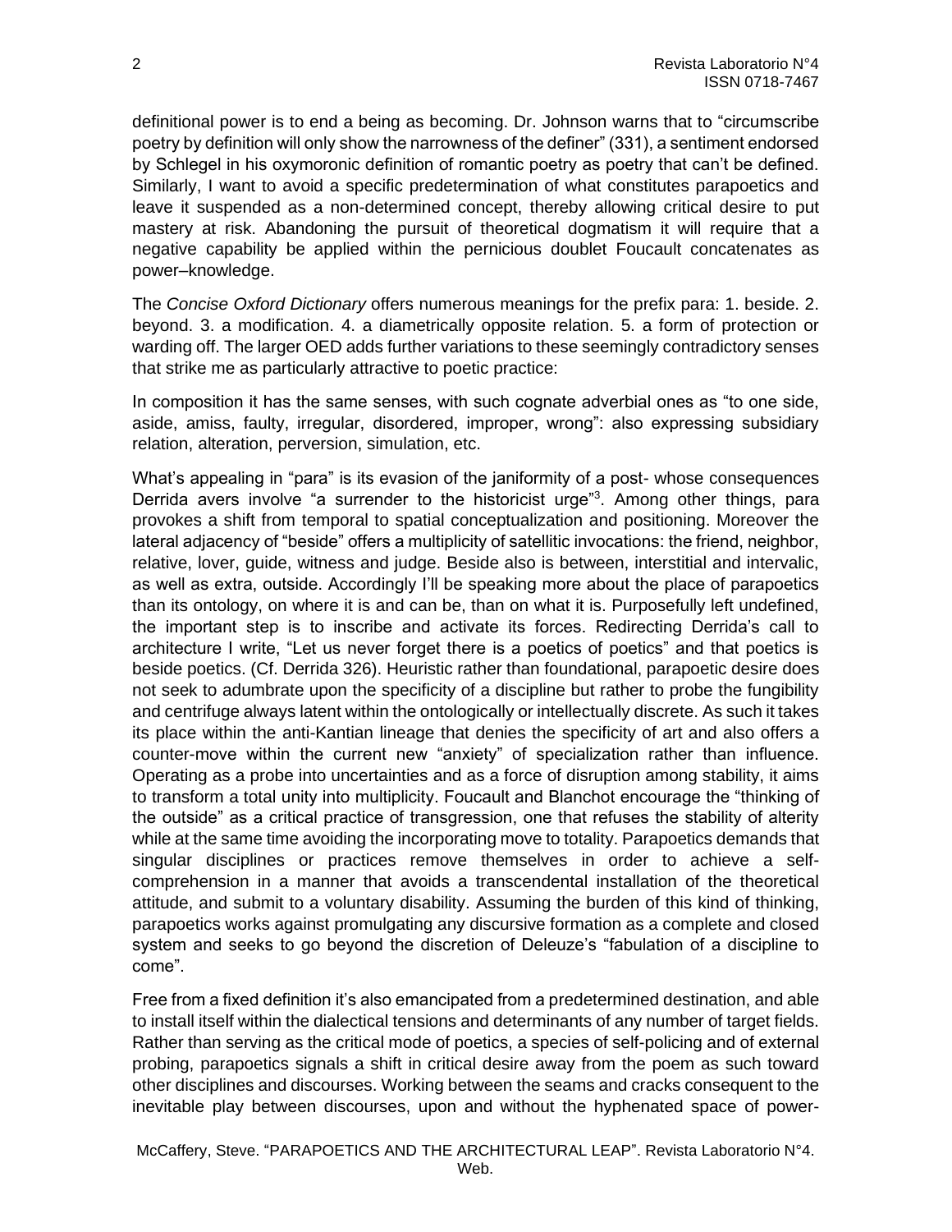definitional power is to end a being as becoming. Dr. Johnson warns that to "circumscribe poetry by definition will only show the narrowness of the definer" (331), a sentiment endorsed by Schlegel in his oxymoronic definition of romantic poetry as poetry that can't be defined. Similarly, I want to avoid a specific predetermination of what constitutes parapoetics and leave it suspended as a non-determined concept, thereby allowing critical desire to put mastery at risk. Abandoning the pursuit of theoretical dogmatism it will require that a negative capability be applied within the pernicious doublet Foucault concatenates as power–knowledge.

The *Concise Oxford Dictionary* offers numerous meanings for the prefix para: 1. beside. 2. beyond. 3. a modification. 4. a diametrically opposite relation. 5. a form of protection or warding off. The larger OED adds further variations to these seemingly contradictory senses that strike me as particularly attractive to poetic practice:

In composition it has the same senses, with such cognate adverbial ones as "to one side, aside, amiss, faulty, irregular, disordered, improper, wrong": also expressing subsidiary relation, alteration, perversion, simulation, etc.

What's appealing in "para" is its evasion of the janiformity of a post- whose consequences Derrida avers involve "a surrender to the historicist urge"[3]. Among other things, para provokes a shift from temporal to spatial conceptualization and positioning. Moreover the lateral adjacency of "beside" offers a multiplicity of satellitic invocations: the friend, neighbor, relative, lover, guide, witness and judge. Beside also is between, interstitial and intervalic, as well as extra, outside. Accordingly I'll be speaking more about the place of parapoetics than its ontology, on where it is and can be, than on what it is. Purposefully left undefined, the important step is to inscribe and activate its forces. Redirecting Derrida's call to architecture I write, "Let us never forget there is a poetics of poetics" and that poetics is beside poetics. (Cf. Derrida 326). Heuristic rather than foundational, parapoetic desire does not seek to adumbrate upon the specificity of a discipline but rather to probe the fungibility and centrifuge always latent within the ontologically or intellectually discrete. As such it takes its place within the anti-Kantian lineage that denies the specificity of art and also offers a counter-move within the current new "anxiety" of specialization rather than influence. Operating as a probe into uncertainties and as a force of disruption among stability, it aims to transform a total unity into multiplicity. Foucault and Blanchot encourage the "thinking of the outside" as a critical practice of transgression, one that refuses the stability of alterity while at the same time avoiding the incorporating move to totality. Parapoetics demands that singular disciplines or practices remove themselves in order to achieve a self-comprehension in a manner that avoids a transcendental installation of the theoretical attitude, and submit to a voluntary disability. Assuming the burden of this kind of thinking, parapoetics works against promulgating any discursive formation as a complete and closed system and seeks to go beyond the discretion of Deleuze's "fabulation of a discipline to come".

Free from a fixed definition it's also emancipated from a predetermined destination, and able to install itself within the dialectical tensions and determinants of any number of target fields. Rather than serving as the critical mode of poetics, a species of self-policing and of external probing, parapoetics signals a shift in critical desire away from the poem as such toward other disciplines and discourses. Working between the seams and cracks consequent to the inevitable play between discourses, upon and without the hyphenated space of power-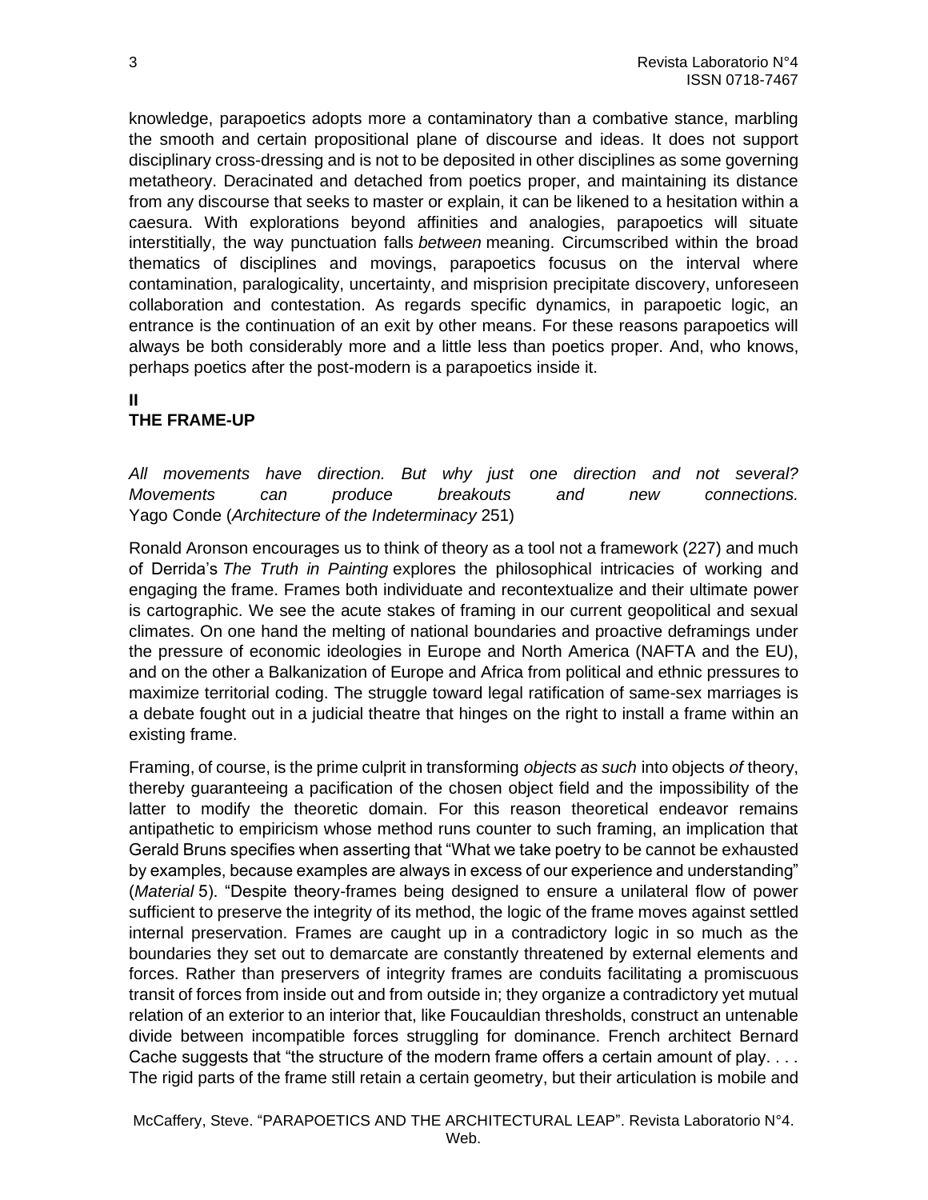knowledge, parapoetics adopts more a contaminatory than a combative stance, marbling the smooth and certain propositional plane of discourse and ideas. It does not support disciplinary cross-dressing and is not to be deposited in other disciplines as some governing metatheory. Deracinated and detached from poetics proper, and maintaining its distance from any discourse that seeks to master or explain, it can be likened to a hesitation within a caesura. With explorations beyond affinities and analogies, parapoetics will situate interstitially, the way punctuation falls *between* meaning. Circumscribed within the broad thematics of disciplines and movings, parapoetics focusus on the interval where contamination, paralogicality, uncertainty, and misprision precipitate discovery, unforeseen collaboration and contestation. As regards specific dynamics, in parapoetic logic, an entrance is the continuation of an exit by other means. For these reasons parapoetics will always be both considerably more and a little less than poetics proper. And, who knows, perhaps poetics after the post-modern is a parapoetics inside it.

## II
## THE FRAME-UP

*All movements have direction. But why just one direction and not several? Movements can produce breakouts and new connections.*
Yago Conde (*Architecture of the Indeterminacy* 251)

Ronald Aronson encourages us to think of theory as a tool not a framework (227) and much of Derrida's *The Truth in Painting* explores the philosophical intricacies of working and engaging the frame. Frames both individuate and recontextualize and their ultimate power is cartographic. We see the acute stakes of framing in our current geopolitical and sexual climates. On one hand the melting of national boundaries and proactive deframings under the pressure of economic ideologies in Europe and North America (NAFTA and the EU), and on the other a Balkanization of Europe and Africa from political and ethnic pressures to maximize territorial coding. The struggle toward legal ratification of same-sex marriages is a debate fought out in a judicial theatre that hinges on the right to install a frame within an existing frame.

Framing, of course, is the prime culprit in transforming *objects as such* into objects *of* theory, thereby guaranteeing a pacification of the chosen object field and the impossibility of the latter to modify the theoretic domain. For this reason theoretical endeavor remains antipathetic to empiricism whose method runs counter to such framing, an implication that Gerald Bruns specifies when asserting that "What we take poetry to be cannot be exhausted by examples, because examples are always in excess of our experience and understanding" (*Material* 5). "Despite theory-frames being designed to ensure a unilateral flow of power sufficient to preserve the integrity of its method, the logic of the frame moves against settled internal preservation. Frames are caught up in a contradictory logic in so much as the boundaries they set out to demarcate are constantly threatened by external elements and forces. Rather than preservers of integrity frames are conduits facilitating a promiscuous transit of forces from inside out and from outside in; they organize a contradictory yet mutual relation of an exterior to an interior that, like Foucauldian thresholds, construct an untenable divide between incompatible forces struggling for dominance. French architect Bernard Cache suggests that "the structure of the modern frame offers a certain amount of play. . . . The rigid parts of the frame still retain a certain geometry, but their articulation is mobile and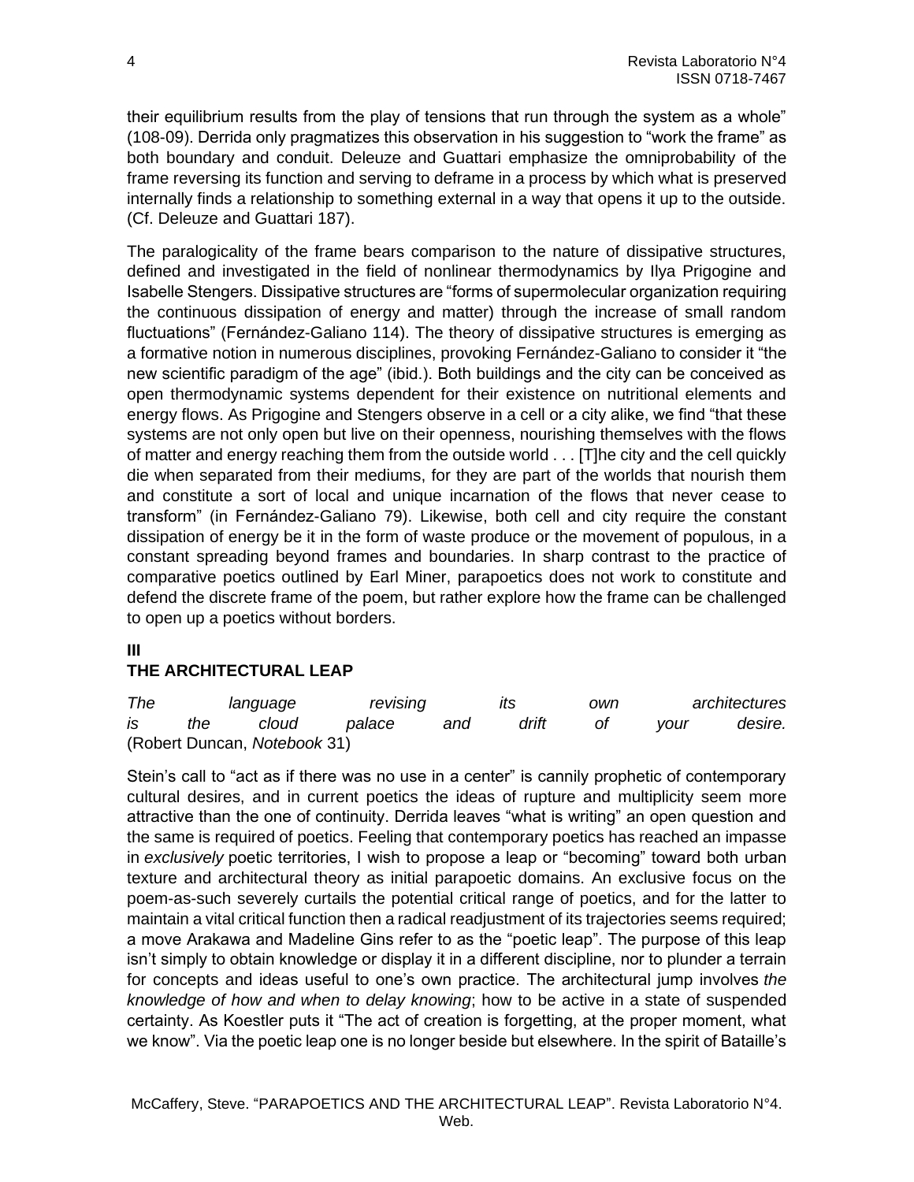their equilibrium results from the play of tensions that run through the system as a whole" (108-09). Derrida only pragmatizes this observation in his suggestion to "work the frame" as both boundary and conduit. Deleuze and Guattari emphasize the omniprobability of the frame reversing its function and serving to deframe in a process by which what is preserved internally finds a relationship to something external in a way that opens it up to the outside. (Cf. Deleuze and Guattari 187).

The paralogicality of the frame bears comparison to the nature of dissipative structures, defined and investigated in the field of nonlinear thermodynamics by Ilya Prigogine and Isabelle Stengers. Dissipative structures are "forms of supermolecular organization requiring the continuous dissipation of energy and matter) through the increase of small random fluctuations" (Fernández-Galiano 114). The theory of dissipative structures is emerging as a formative notion in numerous disciplines, provoking Fernández-Galiano to consider it "the new scientific paradigm of the age" (ibid.). Both buildings and the city can be conceived as open thermodynamic systems dependent for their existence on nutritional elements and energy flows. As Prigogine and Stengers observe in a cell or a city alike, we find "that these systems are not only open but live on their openness, nourishing themselves with the flows of matter and energy reaching them from the outside world . . . [T]he city and the cell quickly die when separated from their mediums, for they are part of the worlds that nourish them and constitute a sort of local and unique incarnation of the flows that never cease to transform" (in Fernández-Galiano 79). Likewise, both cell and city require the constant dissipation of energy be it in the form of waste produce or the movement of populous, in a constant spreading beyond frames and boundaries. In sharp contrast to the practice of comparative poetics outlined by Earl Miner, parapoetics does not work to constitute and defend the discrete frame of the poem, but rather explore how the frame can be challenged to open up a poetics without borders.

## III
## THE ARCHITECTURAL LEAP

*The language revising its own architectures*
*is the cloud palace and drift of your desire.*
(Robert Duncan, *Notebook* 31)

Stein's call to "act as if there was no use in a center" is cannily prophetic of contemporary cultural desires, and in current poetics the ideas of rupture and multiplicity seem more attractive than the one of continuity. Derrida leaves "what is writing" an open question and the same is required of poetics. Feeling that contemporary poetics has reached an impasse in *exclusively* poetic territories, I wish to propose a leap or "becoming" toward both urban texture and architectural theory as initial parapoetic domains. An exclusive focus on the poem-as-such severely curtails the potential critical range of poetics, and for the latter to maintain a vital critical function then a radical readjustment of its trajectories seems required; a move Arakawa and Madeline Gins refer to as the "poetic leap". The purpose of this leap isn't simply to obtain knowledge or display it in a different discipline, nor to plunder a terrain for concepts and ideas useful to one's own practice. The architectural jump involves *the knowledge of how and when to delay knowing*; how to be active in a state of suspended certainty. As Koestler puts it "The act of creation is forgetting, at the proper moment, what we know". Via the poetic leap one is no longer beside but elsewhere. In the spirit of Bataille's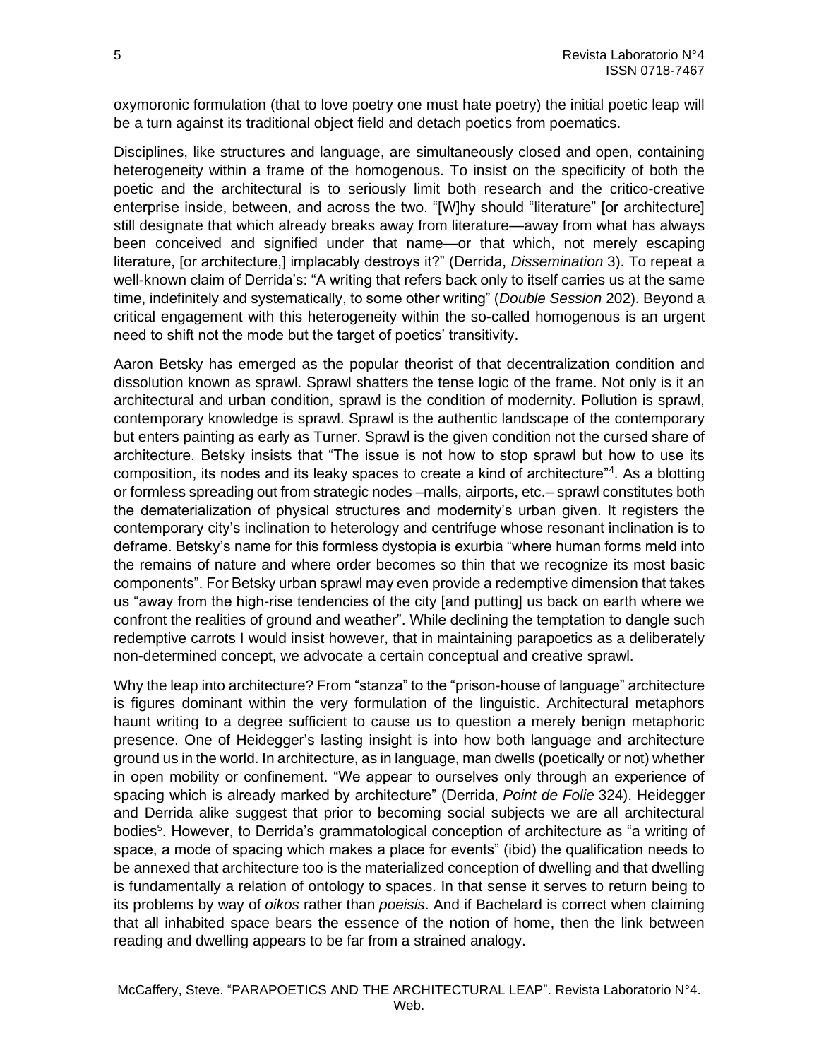oxymoronic formulation (that to love poetry one must hate poetry) the initial poetic leap will be a turn against its traditional object field and detach poetics from poematics.

Disciplines, like structures and language, are simultaneously closed and open, containing heterogeneity within a frame of the homogenous. To insist on the specificity of both the poetic and the architectural is to seriously limit both research and the critico-creative enterprise inside, between, and across the two. "[W]hy should "literature" [or architecture] still designate that which already breaks away from literature—away from what has always been conceived and signified under that name—or that which, not merely escaping literature, [or architecture,] implacably destroys it?" (Derrida, *Dissemination* 3). To repeat a well-known claim of Derrida's: "A writing that refers back only to itself carries us at the same time, indefinitely and systematically, to some other writing" (*Double Session* 202). Beyond a critical engagement with this heterogeneity within the so-called homogenous is an urgent need to shift not the mode but the target of poetics' transitivity.

Aaron Betsky has emerged as the popular theorist of that decentralization condition and dissolution known as sprawl. Sprawl shatters the tense logic of the frame. Not only is it an architectural and urban condition, sprawl is the condition of modernity. Pollution is sprawl, contemporary knowledge is sprawl. Sprawl is the authentic landscape of the contemporary but enters painting as early as Turner. Sprawl is the given condition not the cursed share of architecture. Betsky insists that "The issue is not how to stop sprawl but how to use its composition, its nodes and its leaky spaces to create a kind of architecture"[4]. As a blotting or formless spreading out from strategic nodes –malls, airports, etc.– sprawl constitutes both the dematerialization of physical structures and modernity's urban given. It registers the contemporary city's inclination to heterology and centrifuge whose resonant inclination is to deframe. Betsky's name for this formless dystopia is exurbia "where human forms meld into the remains of nature and where order becomes so thin that we recognize its most basic components". For Betsky urban sprawl may even provide a redemptive dimension that takes us "away from the high-rise tendencies of the city [and putting] us back on earth where we confront the realities of ground and weather". While declining the temptation to dangle such redemptive carrots I would insist however, that in maintaining parapoetics as a deliberately non-determined concept, we advocate a certain conceptual and creative sprawl.

Why the leap into architecture? From "stanza" to the "prison-house of language" architecture is figures dominant within the very formulation of the linguistic. Architectural metaphors haunt writing to a degree sufficient to cause us to question a merely benign metaphoric presence. One of Heidegger's lasting insight is into how both language and architecture ground us in the world. In architecture, as in language, man dwells (poetically or not) whether in open mobility or confinement. "We appear to ourselves only through an experience of spacing which is already marked by architecture" (Derrida, *Point de Folie* 324). Heidegger and Derrida alike suggest that prior to becoming social subjects we are all architectural bodies[5]. However, to Derrida's grammatological conception of architecture as "a writing of space, a mode of spacing which makes a place for events" (ibid) the qualification needs to be annexed that architecture too is the materialized conception of dwelling and that dwelling is fundamentally a relation of ontology to spaces. In that sense it serves to return being to its problems by way of *oikos* rather than *poeisis*. And if Bachelard is correct when claiming that all inhabited space bears the essence of the notion of home, then the link between reading and dwelling appears to be far from a strained analogy.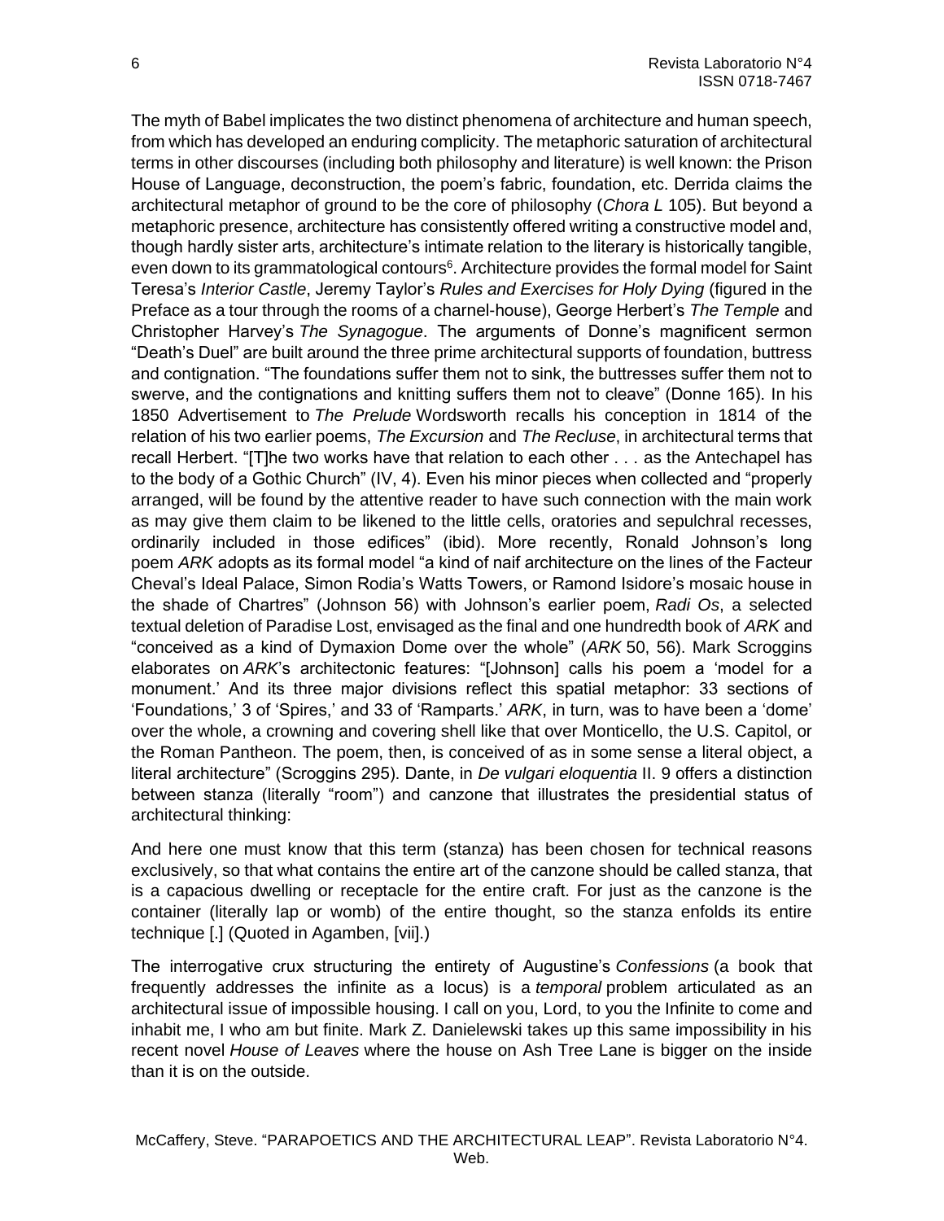The myth of Babel implicates the two distinct phenomena of architecture and human speech, from which has developed an enduring complicity. The metaphoric saturation of architectural terms in other discourses (including both philosophy and literature) is well known: the Prison House of Language, deconstruction, the poem's fabric, foundation, etc. Derrida claims the architectural metaphor of ground to be the core of philosophy (*Chora L* 105). But beyond a metaphoric presence, architecture has consistently offered writing a constructive model and, though hardly sister arts, architecture's intimate relation to the literary is historically tangible, even down to its grammatological contours[6]. Architecture provides the formal model for Saint Teresa's *Interior Castle*, Jeremy Taylor's *Rules and Exercises for Holy Dying* (figured in the Preface as a tour through the rooms of a charnel-house), George Herbert's *The Temple* and Christopher Harvey's *The Synagogue*. The arguments of Donne's magnificent sermon "Death's Duel" are built around the three prime architectural supports of foundation, buttress and contignation. "The foundations suffer them not to sink, the buttresses suffer them not to swerve, and the contignations and knitting suffers them not to cleave" (Donne 165). In his 1850 Advertisement to *The Prelude* Wordsworth recalls his conception in 1814 of the relation of his two earlier poems, *The Excursion* and *The Recluse*, in architectural terms that recall Herbert. "[T]he two works have that relation to each other . . . as the Antechapel has to the body of a Gothic Church" (IV, 4). Even his minor pieces when collected and "properly arranged, will be found by the attentive reader to have such connection with the main work as may give them claim to be likened to the little cells, oratories and sepulchral recesses, ordinarily included in those edifices" (ibid). More recently, Ronald Johnson's long poem *ARK* adopts as its formal model "a kind of naif architecture on the lines of the Facteur Cheval's Ideal Palace, Simon Rodia's Watts Towers, or Ramond Isidore's mosaic house in the shade of Chartres" (Johnson 56) with Johnson's earlier poem, *Radi Os*, a selected textual deletion of Paradise Lost, envisaged as the final and one hundredth book of *ARK* and "conceived as a kind of Dymaxion Dome over the whole" (*ARK* 50, 56). Mark Scroggins elaborates on *ARK*'s architectonic features: "[Johnson] calls his poem a 'model for a monument.' And its three major divisions reflect this spatial metaphor: 33 sections of 'Foundations,' 3 of 'Spires,' and 33 of 'Ramparts.' *ARK*, in turn, was to have been a 'dome' over the whole, a crowning and covering shell like that over Monticello, the U.S. Capitol, or the Roman Pantheon. The poem, then, is conceived of as in some sense a literal object, a literal architecture" (Scroggins 295). Dante, in *De vulgari eloquentia* II. 9 offers a distinction between stanza (literally "room") and canzone that illustrates the presidential status of architectural thinking:

And here one must know that this term (stanza) has been chosen for technical reasons exclusively, so that what contains the entire art of the canzone should be called stanza, that is a capacious dwelling or receptacle for the entire craft. For just as the canzone is the container (literally lap or womb) of the entire thought, so the stanza enfolds its entire technique [.] (Quoted in Agamben, [vii].)

The interrogative crux structuring the entirety of Augustine's *Confessions* (a book that frequently addresses the infinite as a locus) is a *temporal* problem articulated as an architectural issue of impossible housing. I call on you, Lord, to you the Infinite to come and inhabit me, I who am but finite. Mark Z. Danielewski takes up this same impossibility in his recent novel *House of Leaves* where the house on Ash Tree Lane is bigger on the inside than it is on the outside.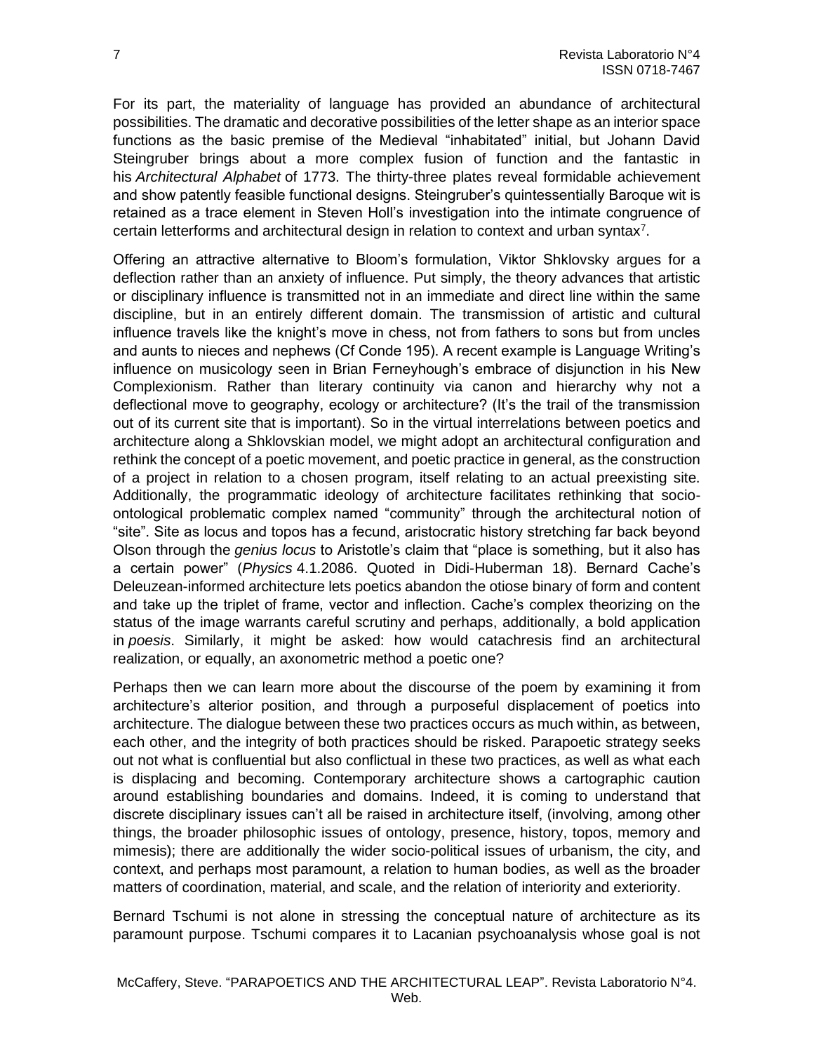For its part, the materiality of language has provided an abundance of architectural possibilities. The dramatic and decorative possibilities of the letter shape as an interior space functions as the basic premise of the Medieval "inhabitated" initial, but Johann David Steingruber brings about a more complex fusion of function and the fantastic in his *Architectural Alphabet* of 1773. The thirty-three plates reveal formidable achievement and show patently feasible functional designs. Steingruber's quintessentially Baroque wit is retained as a trace element in Steven Holl's investigation into the intimate congruence of certain letterforms and architectural design in relation to context and urban syntax[7].

Offering an attractive alternative to Bloom's formulation, Viktor Shklovsky argues for a deflection rather than an anxiety of influence. Put simply, the theory advances that artistic or disciplinary influence is transmitted not in an immediate and direct line within the same discipline, but in an entirely different domain. The transmission of artistic and cultural influence travels like the knight's move in chess, not from fathers to sons but from uncles and aunts to nieces and nephews (Cf Conde 195). A recent example is Language Writing's influence on musicology seen in Brian Ferneyhough's embrace of disjunction in his New Complexionism. Rather than literary continuity via canon and hierarchy why not a deflectional move to geography, ecology or architecture? (It's the trail of the transmission out of its current site that is important). So in the virtual interrelations between poetics and architecture along a Shklovskian model, we might adopt an architectural configuration and rethink the concept of a poetic movement, and poetic practice in general, as the construction of a project in relation to a chosen program, itself relating to an actual preexisting site. Additionally, the programmatic ideology of architecture facilitates rethinking that socio-ontological problematic complex named "community" through the architectural notion of "site". Site as locus and topos has a fecund, aristocratic history stretching far back beyond Olson through the *genius locus* to Aristotle's claim that "place is something, but it also has a certain power" (*Physics* 4.1.2086. Quoted in Didi-Huberman 18). Bernard Cache's Deleuzean-informed architecture lets poetics abandon the otiose binary of form and content and take up the triplet of frame, vector and inflection. Cache's complex theorizing on the status of the image warrants careful scrutiny and perhaps, additionally, a bold application in *poesis*. Similarly, it might be asked: how would catachresis find an architectural realization, or equally, an axonometric method a poetic one?

Perhaps then we can learn more about the discourse of the poem by examining it from architecture's alterior position, and through a purposeful displacement of poetics into architecture. The dialogue between these two practices occurs as much within, as between, each other, and the integrity of both practices should be risked. Parapoetic strategy seeks out not what is confluential but also conflictual in these two practices, as well as what each is displacing and becoming. Contemporary architecture shows a cartographic caution around establishing boundaries and domains. Indeed, it is coming to understand that discrete disciplinary issues can't all be raised in architecture itself, (involving, among other things, the broader philosophic issues of ontology, presence, history, topos, memory and mimesis); there are additionally the wider socio-political issues of urbanism, the city, and context, and perhaps most paramount, a relation to human bodies, as well as the broader matters of coordination, material, and scale, and the relation of interiority and exteriority.

Bernard Tschumi is not alone in stressing the conceptual nature of architecture as its paramount purpose. Tschumi compares it to Lacanian psychoanalysis whose goal is not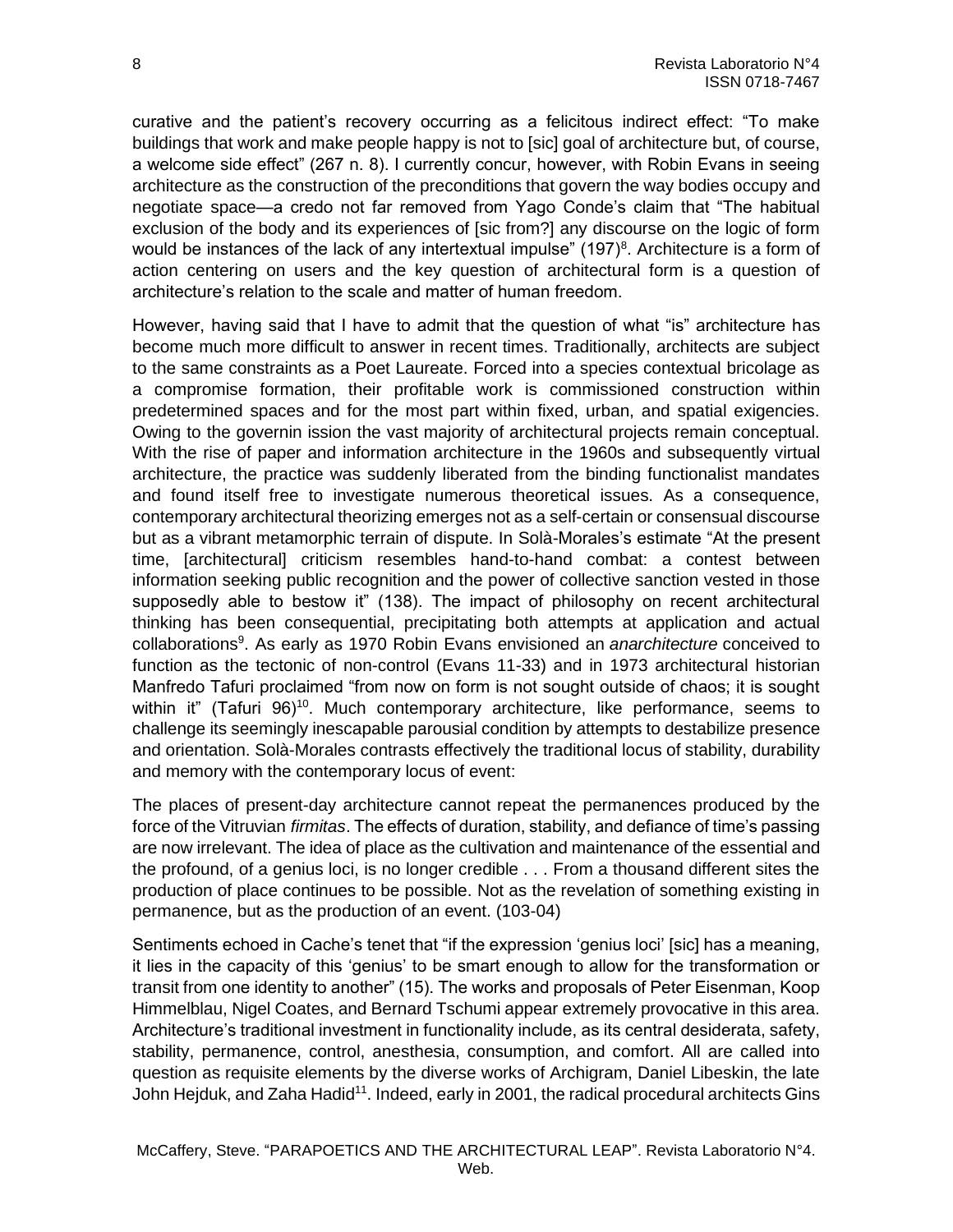curative and the patient's recovery occurring as a felicitous indirect effect: "To make buildings that work and make people happy is not to [sic] goal of architecture but, of course, a welcome side effect" (267 n. 8). I currently concur, however, with Robin Evans in seeing architecture as the construction of the preconditions that govern the way bodies occupy and negotiate space—a credo not far removed from Yago Conde's claim that "The habitual exclusion of the body and its experiences of [sic from?] any discourse on the logic of form would be instances of the lack of any intertextual impulse" (197)[8]. Architecture is a form of action centering on users and the key question of architectural form is a question of architecture's relation to the scale and matter of human freedom.

However, having said that I have to admit that the question of what "is" architecture has become much more difficult to answer in recent times. Traditionally, architects are subject to the same constraints as a Poet Laureate. Forced into a species contextual bricolage as a compromise formation, their profitable work is commissioned construction within predetermined spaces and for the most part within fixed, urban, and spatial exigencies. Owing to the governin ission the vast majority of architectural projects remain conceptual. With the rise of paper and information architecture in the 1960s and subsequently virtual architecture, the practice was suddenly liberated from the binding functionalist mandates and found itself free to investigate numerous theoretical issues. As a consequence, contemporary architectural theorizing emerges not as a self-certain or consensual discourse but as a vibrant metamorphic terrain of dispute. In Solà-Morales's estimate "At the present time, [architectural] criticism resembles hand-to-hand combat: a contest between information seeking public recognition and the power of collective sanction vested in those supposedly able to bestow it" (138). The impact of philosophy on recent architectural thinking has been consequential, precipitating both attempts at application and actual collaborations[9]. As early as 1970 Robin Evans envisioned an *anarchitecture* conceived to function as the tectonic of non-control (Evans 11-33) and in 1973 architectural historian Manfredo Tafuri proclaimed "from now on form is not sought outside of chaos; it is sought within it" (Tafuri 96)[10]. Much contemporary architecture, like performance, seems to challenge its seemingly inescapable parousial condition by attempts to destabilize presence and orientation. Solà-Morales contrasts effectively the traditional locus of stability, durability and memory with the contemporary locus of event:

The places of present-day architecture cannot repeat the permanences produced by the force of the Vitruvian *firmitas*. The effects of duration, stability, and defiance of time's passing are now irrelevant. The idea of place as the cultivation and maintenance of the essential and the profound, of a genius loci, is no longer credible . . . From a thousand different sites the production of place continues to be possible. Not as the revelation of something existing in permanence, but as the production of an event. (103-04)

Sentiments echoed in Cache's tenet that "if the expression 'genius loci' [sic] has a meaning, it lies in the capacity of this 'genius' to be smart enough to allow for the transformation or transit from one identity to another" (15). The works and proposals of Peter Eisenman, Koop Himmelblau, Nigel Coates, and Bernard Tschumi appear extremely provocative in this area. Architecture's traditional investment in functionality include, as its central desiderata, safety, stability, permanence, control, anesthesia, consumption, and comfort. All are called into question as requisite elements by the diverse works of Archigram, Daniel Libeskin, the late John Hejduk, and Zaha Hadid[11]. Indeed, early in 2001, the radical procedural architects Gins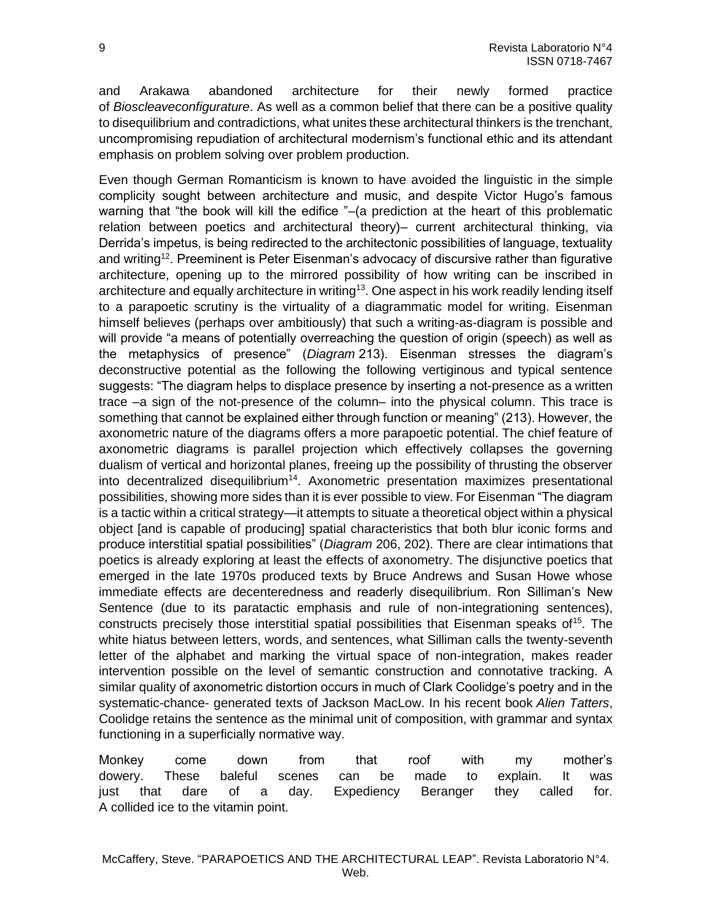and Arakawa abandoned architecture for their newly formed practice of *Bioscleaveconfigurature*. As well as a common belief that there can be a positive quality to disequilibrium and contradictions, what unites these architectural thinkers is the trenchant, uncompromising repudiation of architectural modernism's functional ethic and its attendant emphasis on problem solving over problem production.

Even though German Romanticism is known to have avoided the linguistic in the simple complicity sought between architecture and music, and despite Victor Hugo's famous warning that "the book will kill the edifice "–(a prediction at the heart of this problematic relation between poetics and architectural theory)– current architectural thinking, via Derrida's impetus, is being redirected to the architectonic possibilities of language, textuality and writing[12]. Preeminent is Peter Eisenman's advocacy of discursive rather than figurative architecture, opening up to the mirrored possibility of how writing can be inscribed in architecture and equally architecture in writing[13]. One aspect in his work readily lending itself to a parapoetic scrutiny is the virtuality of a diagrammatic model for writing. Eisenman himself believes (perhaps over ambitiously) that such a writing-as-diagram is possible and will provide "a means of potentially overreaching the question of origin (speech) as well as the metaphysics of presence" (*Diagram* 213). Eisenman stresses the diagram's deconstructive potential as the following the following vertiginous and typical sentence suggests: "The diagram helps to displace presence by inserting a not-presence as a written trace –a sign of the not-presence of the column– into the physical column. This trace is something that cannot be explained either through function or meaning" (213). However, the axonometric nature of the diagrams offers a more parapoetic potential. The chief feature of axonometric diagrams is parallel projection which effectively collapses the governing dualism of vertical and horizontal planes, freeing up the possibility of thrusting the observer into decentralized disequilibrium[14]. Axonometric presentation maximizes presentational possibilities, showing more sides than it is ever possible to view. For Eisenman "The diagram is a tactic within a critical strategy—it attempts to situate a theoretical object within a physical object [and is capable of producing] spatial characteristics that both blur iconic forms and produce interstitial spatial possibilities" (*Diagram* 206, 202). There are clear intimations that poetics is already exploring at least the effects of axonometry. The disjunctive poetics that emerged in the late 1970s produced texts by Bruce Andrews and Susan Howe whose immediate effects are decenteredness and readerly disequilibrium. Ron Silliman's New Sentence (due to its paratactic emphasis and rule of non-integrationing sentences), constructs precisely those interstitial spatial possibilities that Eisenman speaks of[15]. The white hiatus between letters, words, and sentences, what Silliman calls the twenty-seventh letter of the alphabet and marking the virtual space of non-integration, makes reader intervention possible on the level of semantic construction and connotative tracking. A similar quality of axonometric distortion occurs in much of Clark Coolidge's poetry and in the systematic-chance- generated texts of Jackson MacLow. In his recent book *Alien Tatters*, Coolidge retains the sentence as the minimal unit of composition, with grammar and syntax functioning in a superficially normative way.

Monkey come down from that roof with my mother's dowery. These baleful scenes can be made to explain. It was just that dare of a day. Expediency Beranger they called for. A collided ice to the vitamin point.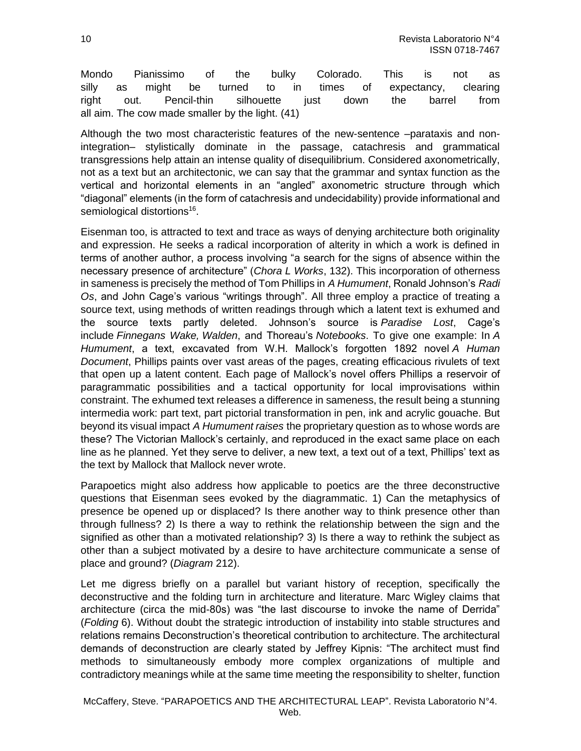Mondo Pianissimo of the bulky Colorado. This is not as silly as might be turned to in times of expectancy, clearing right out. Pencil-thin silhouette just down the barrel from all aim. The cow made smaller by the light. (41)

Although the two most characteristic features of the new-sentence –parataxis and non-integration– stylistically dominate in the passage, catachresis and grammatical transgressions help attain an intense quality of disequilibrium. Considered axonometrically, not as a text but an architectonic, we can say that the grammar and syntax function as the vertical and horizontal elements in an "angled" axonometric structure through which "diagonal" elements (in the form of catachresis and undecidability) provide informational and semiological distortions[16].

Eisenman too, is attracted to text and trace as ways of denying architecture both originality and expression. He seeks a radical incorporation of alterity in which a work is defined in terms of another author, a process involving "a search for the signs of absence within the necessary presence of architecture" (*Chora L Works*, 132). This incorporation of otherness in sameness is precisely the method of Tom Phillips in *A Humument*, Ronald Johnson's *Radi Os*, and John Cage's various "writings through". All three employ a practice of treating a source text, using methods of written readings through which a latent text is exhumed and the source texts partly deleted. Johnson's source is *Paradise Lost*, Cage's include *Finnegans Wake, Walden*, and Thoreau's *Notebooks*. To give one example: In *A Humument*, a text, excavated from W.H. Mallock's forgotten 1892 novel *A Human Document*, Phillips paints over vast areas of the pages, creating efficacious rivulets of text that open up a latent content. Each page of Mallock's novel offers Phillips a reservoir of paragrammatic possibilities and a tactical opportunity for local improvisations within constraint. The exhumed text releases a difference in sameness, the result being a stunning intermedia work: part text, part pictorial transformation in pen, ink and acrylic gouache. But beyond its visual impact *A Humument raises* the proprietary question as to whose words are these? The Victorian Mallock's certainly, and reproduced in the exact same place on each line as he planned. Yet they serve to deliver, a new text, a text out of a text, Phillips' text as the text by Mallock that Mallock never wrote.

Parapoetics might also address how applicable to poetics are the three deconstructive questions that Eisenman sees evoked by the diagrammatic. 1) Can the metaphysics of presence be opened up or displaced? Is there another way to think presence other than through fullness? 2) Is there a way to rethink the relationship between the sign and the signified as other than a motivated relationship? 3) Is there a way to rethink the subject as other than a subject motivated by a desire to have architecture communicate a sense of place and ground? (*Diagram* 212).

Let me digress briefly on a parallel but variant history of reception, specifically the deconstructive and the folding turn in architecture and literature. Marc Wigley claims that architecture (circa the mid-80s) was "the last discourse to invoke the name of Derrida" (*Folding* 6). Without doubt the strategic introduction of instability into stable structures and relations remains Deconstruction's theoretical contribution to architecture. The architectural demands of deconstruction are clearly stated by Jeffrey Kipnis: "The architect must find methods to simultaneously embody more complex organizations of multiple and contradictory meanings while at the same time meeting the responsibility to shelter, function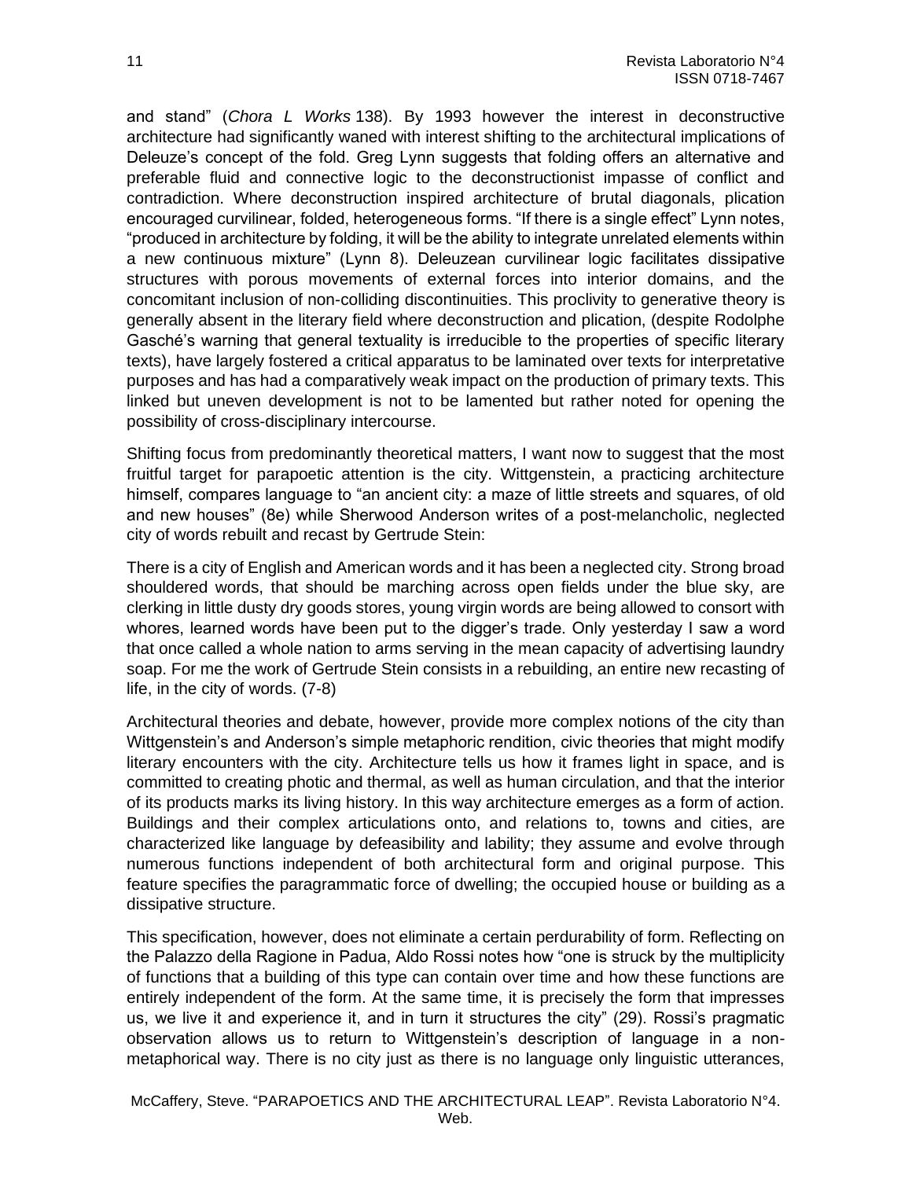and stand" (*Chora L Works* 138). By 1993 however the interest in deconstructive architecture had significantly waned with interest shifting to the architectural implications of Deleuze's concept of the fold. Greg Lynn suggests that folding offers an alternative and preferable fluid and connective logic to the deconstructionist impasse of conflict and contradiction. Where deconstruction inspired architecture of brutal diagonals, plication encouraged curvilinear, folded, heterogeneous forms. "If there is a single effect" Lynn notes, "produced in architecture by folding, it will be the ability to integrate unrelated elements within a new continuous mixture" (Lynn 8). Deleuzean curvilinear logic facilitates dissipative structures with porous movements of external forces into interior domains, and the concomitant inclusion of non-colliding discontinuities. This proclivity to generative theory is generally absent in the literary field where deconstruction and plication, (despite Rodolphe Gasché's warning that general textuality is irreducible to the properties of specific literary texts), have largely fostered a critical apparatus to be laminated over texts for interpretative purposes and has had a comparatively weak impact on the production of primary texts. This linked but uneven development is not to be lamented but rather noted for opening the possibility of cross-disciplinary intercourse.

Shifting focus from predominantly theoretical matters, I want now to suggest that the most fruitful target for parapoetic attention is the city. Wittgenstein, a practicing architecture himself, compares language to "an ancient city: a maze of little streets and squares, of old and new houses" (8e) while Sherwood Anderson writes of a post-melancholic, neglected city of words rebuilt and recast by Gertrude Stein:

There is a city of English and American words and it has been a neglected city. Strong broad shouldered words, that should be marching across open fields under the blue sky, are clerking in little dusty dry goods stores, young virgin words are being allowed to consort with whores, learned words have been put to the digger's trade. Only yesterday I saw a word that once called a whole nation to arms serving in the mean capacity of advertising laundry soap. For me the work of Gertrude Stein consists in a rebuilding, an entire new recasting of life, in the city of words. (7-8)

Architectural theories and debate, however, provide more complex notions of the city than Wittgenstein's and Anderson's simple metaphoric rendition, civic theories that might modify literary encounters with the city. Architecture tells us how it frames light in space, and is committed to creating photic and thermal, as well as human circulation, and that the interior of its products marks its living history. In this way architecture emerges as a form of action. Buildings and their complex articulations onto, and relations to, towns and cities, are characterized like language by defeasibility and lability; they assume and evolve through numerous functions independent of both architectural form and original purpose. This feature specifies the paragrammatic force of dwelling; the occupied house or building as a dissipative structure.

This specification, however, does not eliminate a certain perdurability of form. Reflecting on the Palazzo della Ragione in Padua, Aldo Rossi notes how "one is struck by the multiplicity of functions that a building of this type can contain over time and how these functions are entirely independent of the form. At the same time, it is precisely the form that impresses us, we live it and experience it, and in turn it structures the city" (29). Rossi's pragmatic observation allows us to return to Wittgenstein's description of language in a non-metaphorical way. There is no city just as there is no language only linguistic utterances,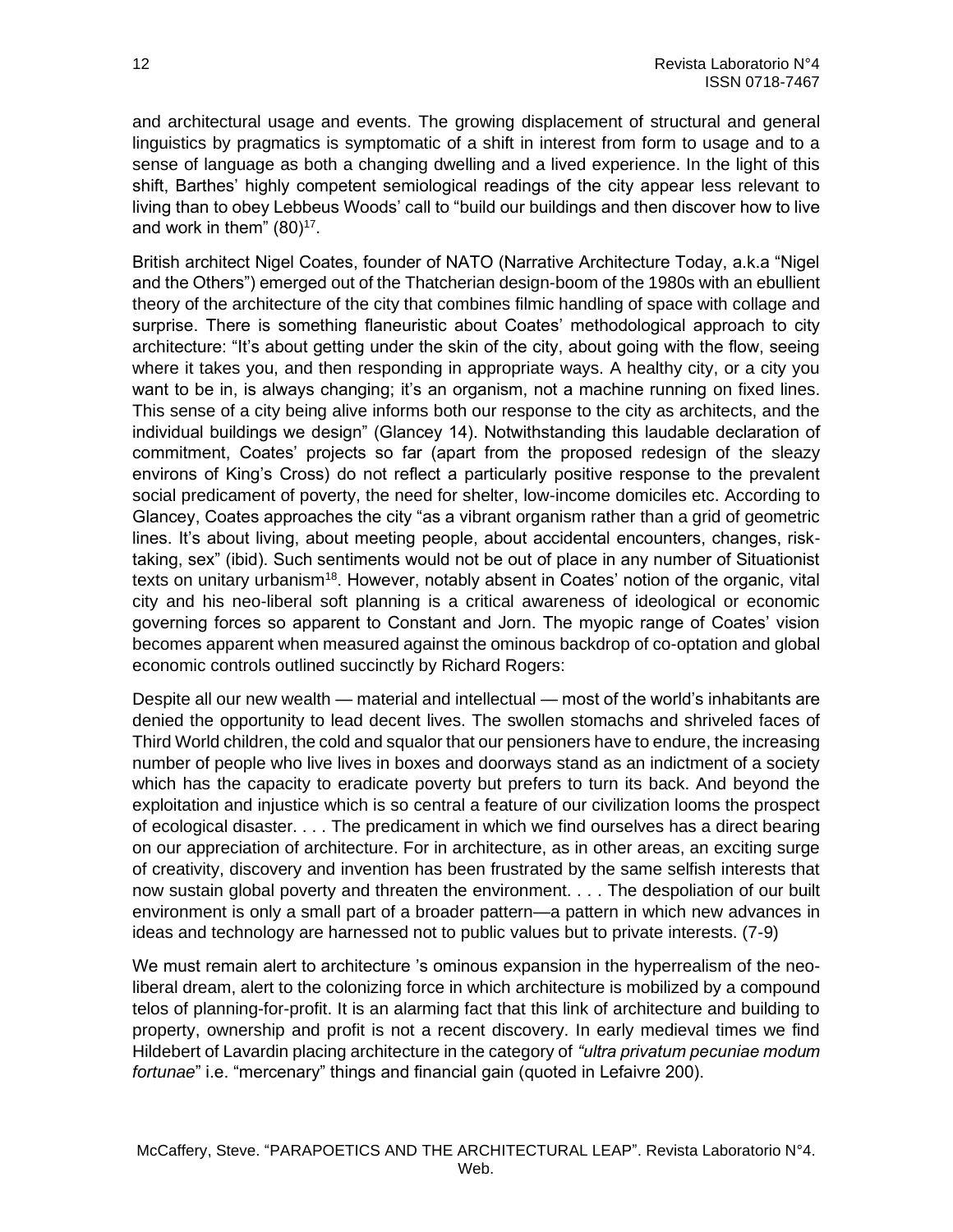and architectural usage and events. The growing displacement of structural and general linguistics by pragmatics is symptomatic of a shift in interest from form to usage and to a sense of language as both a changing dwelling and a lived experience. In the light of this shift, Barthes' highly competent semiological readings of the city appear less relevant to living than to obey Lebbeus Woods' call to "build our buildings and then discover how to live and work in them" (80)[17].

British architect Nigel Coates, founder of NATO (Narrative Architecture Today, a.k.a "Nigel and the Others") emerged out of the Thatcherian design-boom of the 1980s with an ebullient theory of the architecture of the city that combines filmic handling of space with collage and surprise. There is something flaneuristic about Coates' methodological approach to city architecture: "It's about getting under the skin of the city, about going with the flow, seeing where it takes you, and then responding in appropriate ways. A healthy city, or a city you want to be in, is always changing; it's an organism, not a machine running on fixed lines. This sense of a city being alive informs both our response to the city as architects, and the individual buildings we design" (Glancey 14). Notwithstanding this laudable declaration of commitment, Coates' projects so far (apart from the proposed redesign of the sleazy environs of King's Cross) do not reflect a particularly positive response to the prevalent social predicament of poverty, the need for shelter, low-income domiciles etc. According to Glancey, Coates approaches the city "as a vibrant organism rather than a grid of geometric lines. It's about living, about meeting people, about accidental encounters, changes, risk-taking, sex" (ibid). Such sentiments would not be out of place in any number of Situationist texts on unitary urbanism[18]. However, notably absent in Coates' notion of the organic, vital city and his neo-liberal soft planning is a critical awareness of ideological or economic governing forces so apparent to Constant and Jorn. The myopic range of Coates' vision becomes apparent when measured against the ominous backdrop of co-optation and global economic controls outlined succinctly by Richard Rogers:

Despite all our new wealth — material and intellectual — most of the world's inhabitants are denied the opportunity to lead decent lives. The swollen stomachs and shriveled faces of Third World children, the cold and squalor that our pensioners have to endure, the increasing number of people who live lives in boxes and doorways stand as an indictment of a society which has the capacity to eradicate poverty but prefers to turn its back. And beyond the exploitation and injustice which is so central a feature of our civilization looms the prospect of ecological disaster. . . . The predicament in which we find ourselves has a direct bearing on our appreciation of architecture. For in architecture, as in other areas, an exciting surge of creativity, discovery and invention has been frustrated by the same selfish interests that now sustain global poverty and threaten the environment. . . . The despoliation of our built environment is only a small part of a broader pattern—a pattern in which new advances in ideas and technology are harnessed not to public values but to private interests. (7-9)

We must remain alert to architecture 's ominous expansion in the hyperrealism of the neo-liberal dream, alert to the colonizing force in which architecture is mobilized by a compound telos of planning-for-profit. It is an alarming fact that this link of architecture and building to property, ownership and profit is not a recent discovery. In early medieval times we find Hildebert of Lavardin placing architecture in the category of *"ultra privatum pecuniae modum fortunae*" i.e. "mercenary" things and financial gain (quoted in Lefaivre 200).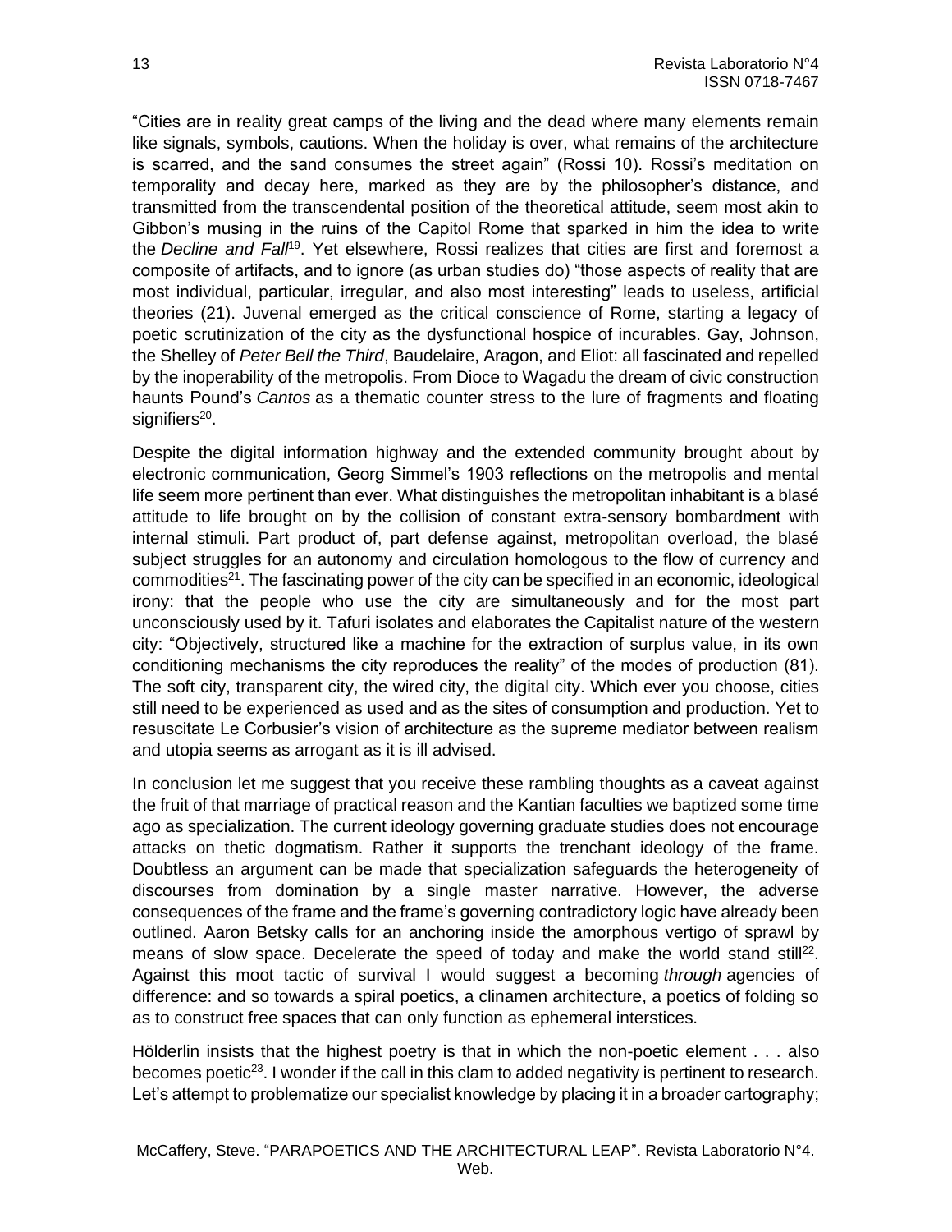"Cities are in reality great camps of the living and the dead where many elements remain like signals, symbols, cautions. When the holiday is over, what remains of the architecture is scarred, and the sand consumes the street again" (Rossi 10). Rossi's meditation on temporality and decay here, marked as they are by the philosopher's distance, and transmitted from the transcendental position of the theoretical attitude, seem most akin to Gibbon's musing in the ruins of the Capitol Rome that sparked in him the idea to write the *Decline and Fall*[19]. Yet elsewhere, Rossi realizes that cities are first and foremost a composite of artifacts, and to ignore (as urban studies do) "those aspects of reality that are most individual, particular, irregular, and also most interesting" leads to useless, artificial theories (21). Juvenal emerged as the critical conscience of Rome, starting a legacy of poetic scrutinization of the city as the dysfunctional hospice of incurables. Gay, Johnson, the Shelley of *Peter Bell the Third*, Baudelaire, Aragon, and Eliot: all fascinated and repelled by the inoperability of the metropolis. From Dioce to Wagadu the dream of civic construction haunts Pound's *Cantos* as a thematic counter stress to the lure of fragments and floating signifiers[20].

Despite the digital information highway and the extended community brought about by electronic communication, Georg Simmel's 1903 reflections on the metropolis and mental life seem more pertinent than ever. What distinguishes the metropolitan inhabitant is a blasé attitude to life brought on by the collision of constant extra-sensory bombardment with internal stimuli. Part product of, part defense against, metropolitan overload, the blasé subject struggles for an autonomy and circulation homologous to the flow of currency and commodities[21]. The fascinating power of the city can be specified in an economic, ideological irony: that the people who use the city are simultaneously and for the most part unconsciously used by it. Tafuri isolates and elaborates the Capitalist nature of the western city: "Objectively, structured like a machine for the extraction of surplus value, in its own conditioning mechanisms the city reproduces the reality" of the modes of production (81). The soft city, transparent city, the wired city, the digital city. Which ever you choose, cities still need to be experienced as used and as the sites of consumption and production. Yet to resuscitate Le Corbusier's vision of architecture as the supreme mediator between realism and utopia seems as arrogant as it is ill advised.

In conclusion let me suggest that you receive these rambling thoughts as a caveat against the fruit of that marriage of practical reason and the Kantian faculties we baptized some time ago as specialization. The current ideology governing graduate studies does not encourage attacks on thetic dogmatism. Rather it supports the trenchant ideology of the frame. Doubtless an argument can be made that specialization safeguards the heterogeneity of discourses from domination by a single master narrative. However, the adverse consequences of the frame and the frame's governing contradictory logic have already been outlined. Aaron Betsky calls for an anchoring inside the amorphous vertigo of sprawl by means of slow space. Decelerate the speed of today and make the world stand still[22]. Against this moot tactic of survival I would suggest a becoming *through* agencies of difference: and so towards a spiral poetics, a clinamen architecture, a poetics of folding so as to construct free spaces that can only function as ephemeral interstices.

Hölderlin insists that the highest poetry is that in which the non-poetic element . . . also becomes poetic[23]. I wonder if the call in this clam to added negativity is pertinent to research. Let's attempt to problematize our specialist knowledge by placing it in a broader cartography;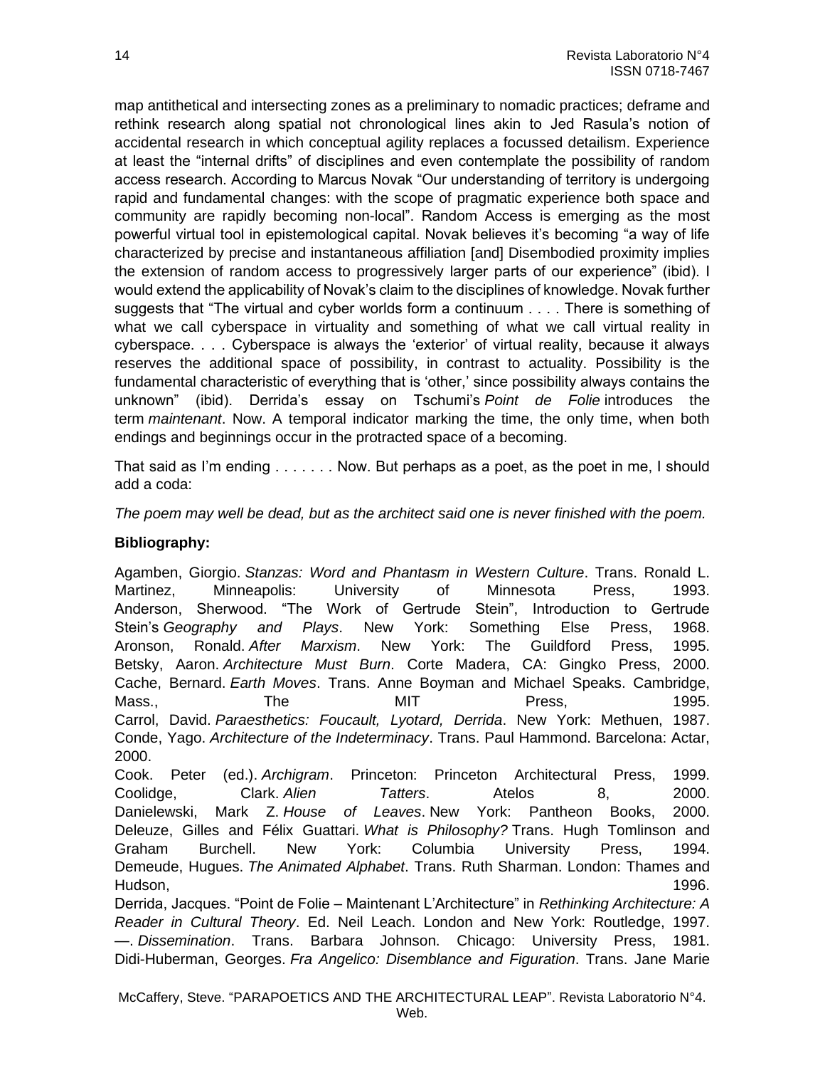map antithetical and intersecting zones as a preliminary to nomadic practices; deframe and rethink research along spatial not chronological lines akin to Jed Rasula's notion of accidental research in which conceptual agility replaces a focussed detailism. Experience at least the "internal drifts" of disciplines and even contemplate the possibility of random access research. According to Marcus Novak "Our understanding of territory is undergoing rapid and fundamental changes: with the scope of pragmatic experience both space and community are rapidly becoming non-local". Random Access is emerging as the most powerful virtual tool in epistemological capital. Novak believes it's becoming "a way of life characterized by precise and instantaneous affiliation [and] Disembodied proximity implies the extension of random access to progressively larger parts of our experience" (ibid). I would extend the applicability of Novak's claim to the disciplines of knowledge. Novak further suggests that "The virtual and cyber worlds form a continuum . . . . There is something of what we call cyberspace in virtuality and something of what we call virtual reality in cyberspace. . . . Cyberspace is always the 'exterior' of virtual reality, because it always reserves the additional space of possibility, in contrast to actuality. Possibility is the fundamental characteristic of everything that is 'other,' since possibility always contains the unknown" (ibid). Derrida's essay on Tschumi's *Point de Folie* introduces the term *maintenant*. Now. A temporal indicator marking the time, the only time, when both endings and beginnings occur in the protracted space of a becoming.

That said as I'm ending . . . . . . . Now. But perhaps as a poet, as the poet in me, I should add a coda:

*The poem may well be dead, but as the architect said one is never finished with the poem.*

**Bibliography:**

Agamben, Giorgio. *Stanzas: Word and Phantasm in Western Culture*. Trans. Ronald L. Martinez, Minneapolis: University of Minnesota Press, 1993.
Anderson, Sherwood. "The Work of Gertrude Stein", Introduction to Gertrude Stein's *Geography and Plays*. New York: Something Else Press, 1968.
Aronson, Ronald. *After Marxism*. New York: The Guildford Press, 1995.
Betsky, Aaron. *Architecture Must Burn*. Corte Madera, CA: Gingko Press, 2000.
Cache, Bernard. *Earth Moves*. Trans. Anne Boyman and Michael Speaks. Cambridge, Mass., The MIT Press, 1995.
Carrol, David. *Paraesthetics: Foucault, Lyotard, Derrida*. New York: Methuen, 1987.
Conde, Yago. *Architecture of the Indeterminacy*. Trans. Paul Hammond. Barcelona: Actar, 2000.
Cook. Peter (ed.). *Archigram*. Princeton: Princeton Architectural Press, 1999.
Coolidge, Clark. *Alien Tatters*. Atelos 8, 2000.
Danielewski, Mark Z. *House of Leaves*. New York: Pantheon Books, 2000.
Deleuze, Gilles and Félix Guattari. *What is Philosophy?* Trans. Hugh Tomlinson and Graham Burchell. New York: Columbia University Press, 1994.
Demeude, Hugues. *The Animated Alphabet*. Trans. Ruth Sharman. London: Thames and Hudson, 1996.
Derrida, Jacques. "Point de Folie – Maintenant L'Architecture" in *Rethinking Architecture: A Reader in Cultural Theory*. Ed. Neil Leach. London and New York: Routledge, 1997.
—. *Dissemination*. Trans. Barbara Johnson. Chicago: University Press, 1981.
Didi-Huberman, Georges. *Fra Angelico: Disemblance and Figuration*. Trans. Jane Marie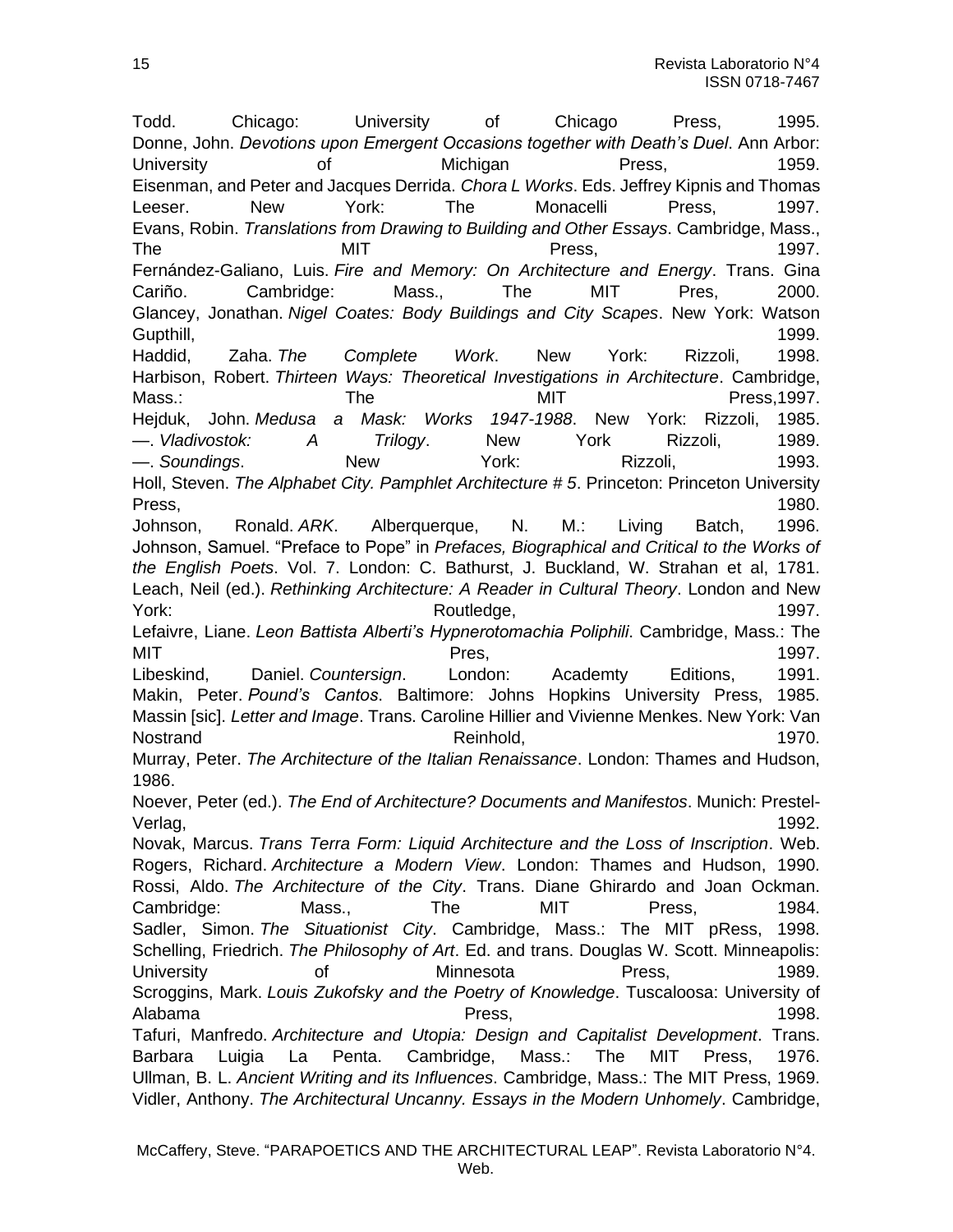Todd. Chicago: University of Chicago Press, 1995.

Donne, John. *Devotions upon Emergent Occasions together with Death's Duel*. Ann Arbor: University of Michigan Press, 1959.

Eisenman, and Peter and Jacques Derrida. *Chora L Works*. Eds. Jeffrey Kipnis and Thomas Leeser. New York: The Monacelli Press, 1997.

Evans, Robin. *Translations from Drawing to Building and Other Essays*. Cambridge, Mass., The MIT Press, 1997.

Fernández-Galiano, Luis. *Fire and Memory: On Architecture and Energy*. Trans. Gina Cariño. Cambridge: Mass., The MIT Pres, 2000.

Glancey, Jonathan. *Nigel Coates: Body Buildings and City Scapes*. New York: Watson Gupthill, 1999.

Haddid, Zaha. *The Complete Work*. New York: Rizzoli, 1998.

Harbison, Robert. *Thirteen Ways: Theoretical Investigations in Architecture*. Cambridge, Mass.: The MIT Press,1997.

Hejduk, John. *Medusa a Mask: Works 1947-1988*. New York: Rizzoli, 1985.

—. *Vladivostok: A Trilogy*. New York Rizzoli, 1989.

—. *Soundings*. New York: Rizzoli, 1993.

Holl, Steven. *The Alphabet City. Pamphlet Architecture # 5*. Princeton: Princeton University Press, 1980.

Johnson, Ronald. *ARK*. Alberquerque, N. M.: Living Batch, 1996.

Johnson, Samuel. "Preface to Pope" in *Prefaces, Biographical and Critical to the Works of the English Poets*. Vol. 7. London: C. Bathurst, J. Buckland, W. Strahan et al, 1781.

Leach, Neil (ed.). *Rethinking Architecture: A Reader in Cultural Theory*. London and New York: Routledge, 1997.

Lefaivre, Liane. *Leon Battista Alberti's Hypnerotomachia Poliphili*. Cambridge, Mass.: The MIT Pres, 1997.

Libeskind, Daniel. *Countersign*. London: Academty Editions, 1991.

Makin, Peter. *Pound's Cantos*. Baltimore: Johns Hopkins University Press, 1985.

Massin [sic]. *Letter and Image*. Trans. Caroline Hillier and Vivienne Menkes. New York: Van Nostrand Reinhold, 1970.

Murray, Peter. *The Architecture of the Italian Renaissance*. London: Thames and Hudson, 1986.

Noever, Peter (ed.). *The End of Architecture? Documents and Manifestos*. Munich: Prestel-Verlag, 1992.

Novak, Marcus. *Trans Terra Form: Liquid Architecture and the Loss of Inscription*. Web.

Rogers, Richard. *Architecture a Modern View*. London: Thames and Hudson, 1990.

Rossi, Aldo. *The Architecture of the City*. Trans. Diane Ghirardo and Joan Ockman. Cambridge: Mass., The MIT Press, 1984.

Sadler, Simon. *The Situationist City*. Cambridge, Mass.: The MIT pRess, 1998.

Schelling, Friedrich. *The Philosophy of Art*. Ed. and trans. Douglas W. Scott. Minneapolis: University of Minnesota Press, 1989.

Scroggins, Mark. *Louis Zukofsky and the Poetry of Knowledge*. Tuscaloosa: University of Alabama Press, 1998.

Tafuri, Manfredo. *Architecture and Utopia: Design and Capitalist Development*. Trans. Barbara Luigia La Penta. Cambridge, Mass.: The MIT Press, 1976.

Ullman, B. L. *Ancient Writing and its Influences*. Cambridge, Mass.: The MIT Press, 1969.

Vidler, Anthony. *The Architectural Uncanny. Essays in the Modern Unhomely*. Cambridge,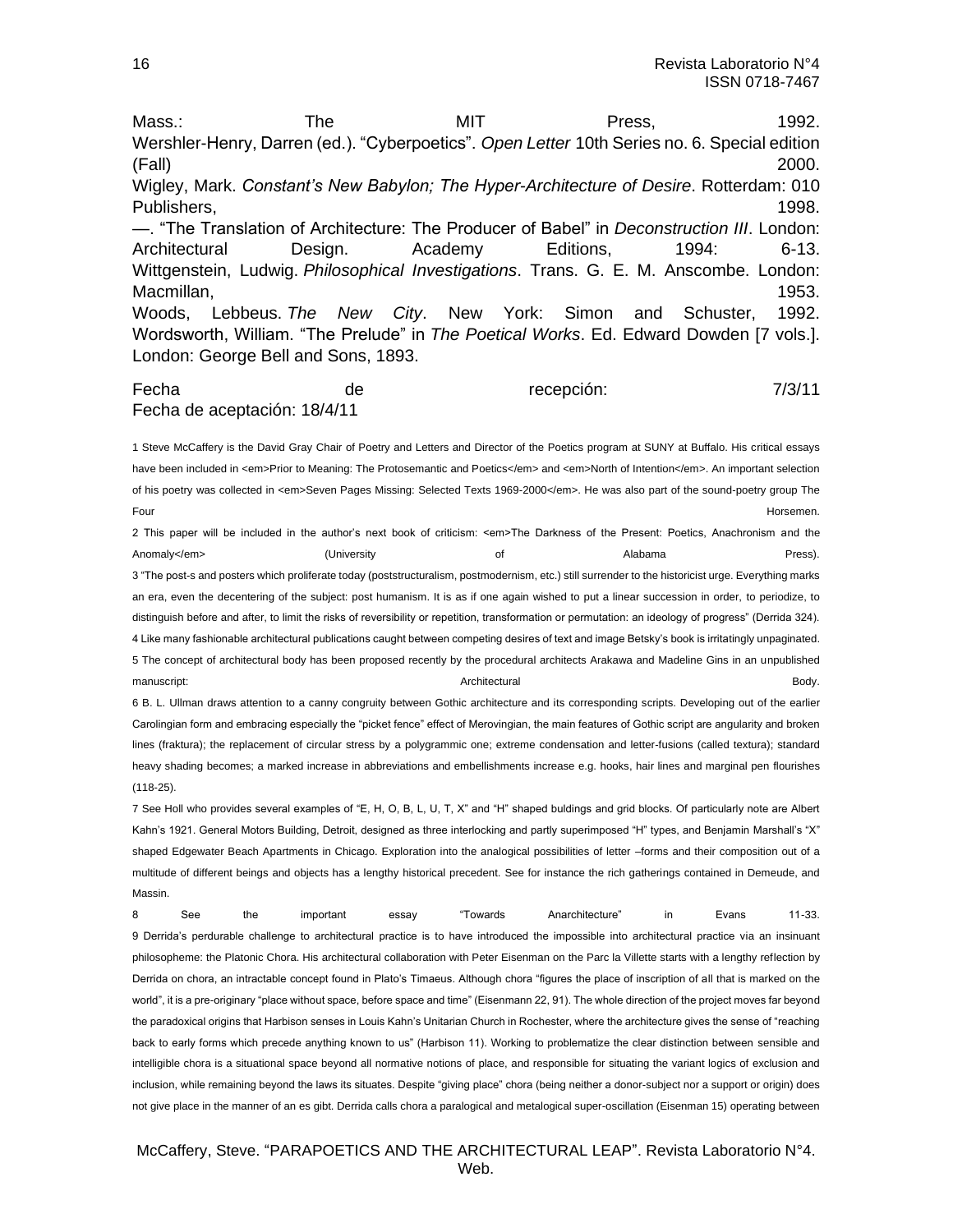Mass.: The MIT Press, 1992.

Wershler-Henry, Darren (ed.). "Cyberpoetics". *Open Letter* 10th Series no. 6. Special edition (Fall) 2000.

Wigley, Mark. *Constant's New Babylon; The Hyper-Architecture of Desire*. Rotterdam: 010 Publishers, 1998.

—. "The Translation of Architecture: The Producer of Babel" in *Deconstruction III*. London: Architectural Design. Academy Editions, 1994: 6-13.

Wittgenstein, Ludwig. *Philosophical Investigations*. Trans. G. E. M. Anscombe. London: Macmillan, 1953.

Woods, Lebbeus. *The New City*. New York: Simon and Schuster, 1992.

Wordsworth, William. "The Prelude" in *The Poetical Works*. Ed. Edward Dowden [7 vols.]. London: George Bell and Sons, 1893.

Fecha de recepción: 7/3/11
Fecha de aceptación: 18/4/11

1 Steve McCaffery is the David Gray Chair of Poetry and Letters and Director of the Poetics program at SUNY at Buffalo. His critical essays have been included in <em>Prior to Meaning: The Protosemantic and Poetics</em> and <em>North of Intention</em>. An important selection of his poetry was collected in <em>Seven Pages Missing: Selected Texts 1969-2000</em>. He was also part of the sound-poetry group The Four Horsemen.

2 This paper will be included in the author's next book of criticism: <em>The Darkness of the Present: Poetics, Anachronism and the Anomaly</em> (University of Alabama Press).

3 "The post-s and posters which proliferate today (poststructuralism, postmodernism, etc.) still surrender to the historicist urge. Everything marks an era, even the decentering of the subject: post humanism. It is as if one again wished to put a linear succession in order, to periodize, to distinguish before and after, to limit the risks of reversibility or repetition, transformation or permutation: an ideology of progress" (Derrida 324).

4 Like many fashionable architectural publications caught between competing desires of text and image Betsky's book is irritatingly unpaginated.

5 The concept of architectural body has been proposed recently by the procedural architects Arakawa and Madeline Gins in an unpublished manuscript: Architectural Body.

6 B. L. Ullman draws attention to a canny congruity between Gothic architecture and its corresponding scripts. Developing out of the earlier Carolingian form and embracing especially the "picket fence" effect of Merovingian, the main features of Gothic script are angularity and broken lines (fraktura); the replacement of circular stress by a polygrammic one; extreme condensation and letter-fusions (called textura); standard heavy shading becomes; a marked increase in abbreviations and embellishments increase e.g. hooks, hair lines and marginal pen flourishes (118-25).

7 See Holl who provides several examples of "E, H, O, B, L, U, T, X" and "H" shaped buldings and grid blocks. Of particularly note are Albert Kahn's 1921. General Motors Building, Detroit, designed as three interlocking and partly superimposed "H" types, and Benjamin Marshall's "X" shaped Edgewater Beach Apartments in Chicago. Exploration into the analogical possibilities of letter –forms and their composition out of a multitude of different beings and objects has a lengthy historical precedent. See for instance the rich gatherings contained in Demeude, and Massin.

8 See the important essay "Towards Anarchitecture" in Evans 11-33.

9 Derrida's perdurable challenge to architectural practice is to have introduced the impossible into architectural practice via an insinuant philosopheme: the Platonic Chora. His architectural collaboration with Peter Eisenman on the Parc la Villette starts with a lengthy reflection by Derrida on chora, an intractable concept found in Plato's Timaeus. Although chora "figures the place of inscription of all that is marked on the world", it is a pre-originary "place without space, before space and time" (Eisenmann 22, 91). The whole direction of the project moves far beyond the paradoxical origins that Harbison senses in Louis Kahn's Unitarian Church in Rochester, where the architecture gives the sense of "reaching back to early forms which precede anything known to us" (Harbison 11). Working to problematize the clear distinction between sensible and intelligible chora is a situational space beyond all normative notions of place, and responsible for situating the variant logics of exclusion and inclusion, while remaining beyond the laws its situates. Despite "giving place" chora (being neither a donor-subject nor a support or origin) does not give place in the manner of an es gibt. Derrida calls chora a paralogical and metalogical super-oscillation (Eisenman 15) operating between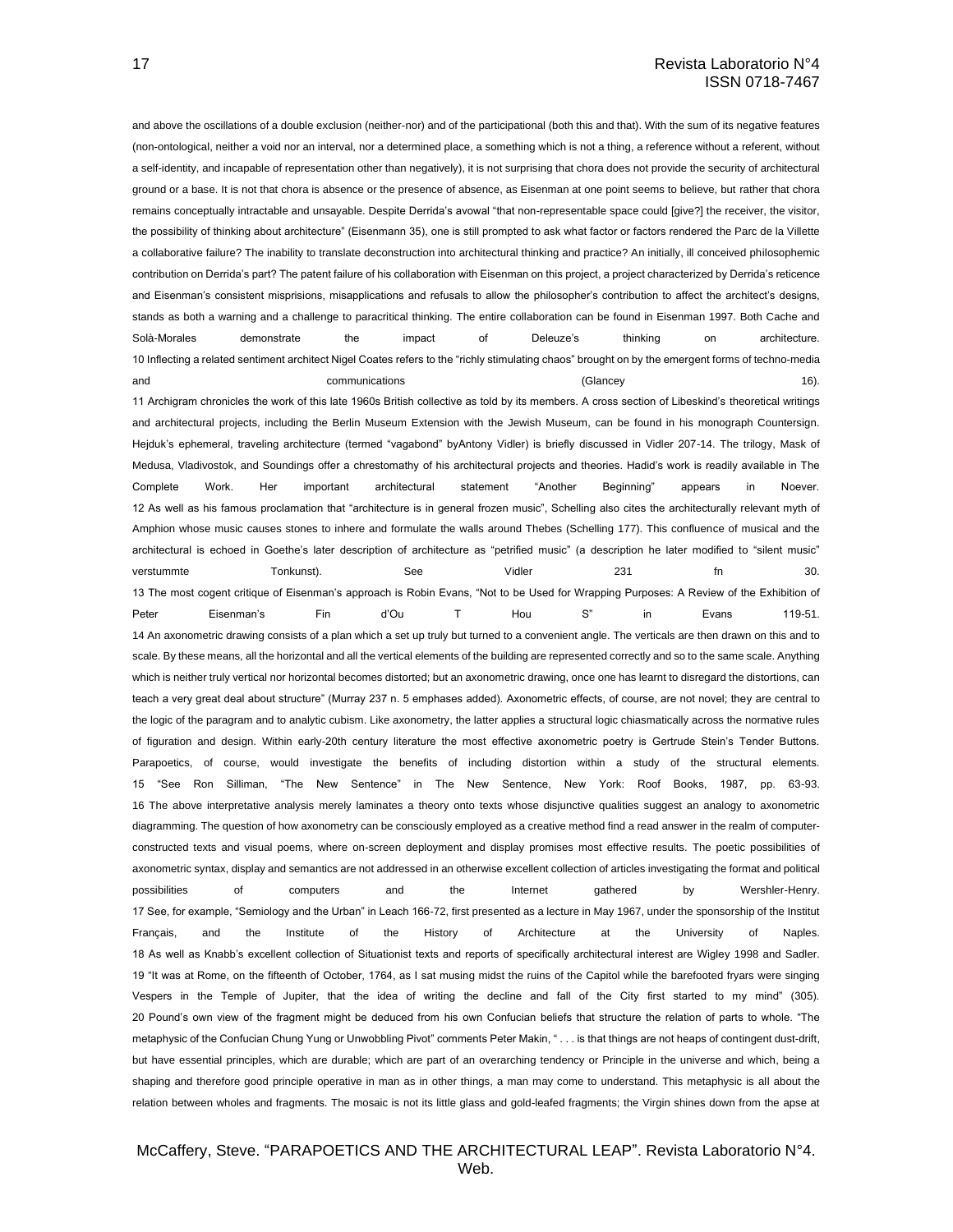and above the oscillations of a double exclusion (neither-nor) and of the participational (both this and that). With the sum of its negative features (non-ontological, neither a void nor an interval, nor a determined place, a something which is not a thing, a reference without a referent, without a self-identity, and incapable of representation other than negatively), it is not surprising that chora does not provide the security of architectural ground or a base. It is not that chora is absence or the presence of absence, as Eisenman at one point seems to believe, but rather that chora remains conceptually intractable and unsayable. Despite Derrida's avowal "that non-representable space could [give?] the receiver, the visitor, the possibility of thinking about architecture" (Eisenmann 35), one is still prompted to ask what factor or factors rendered the Parc de la Villette a collaborative failure? The inability to translate deconstruction into architectural thinking and practice? An initially, ill conceived philosophemic contribution on Derrida's part? The patent failure of his collaboration with Eisenman on this project, a project characterized by Derrida's reticence and Eisenman's consistent misprisions, misapplications and refusals to allow the philosopher's contribution to affect the architect's designs, stands as both a warning and a challenge to paracritical thinking. The entire collaboration can be found in Eisenman 1997. Both Cache and Solà-Morales demonstrate the impact of Deleuze's thinking on architecture.

10 Inflecting a related sentiment architect Nigel Coates refers to the "richly stimulating chaos" brought on by the emergent forms of techno-media and communications (Glancey 16).

11 Archigram chronicles the work of this late 1960s British collective as told by its members. A cross section of Libeskind's theoretical writings and architectural projects, including the Berlin Museum Extension with the Jewish Museum, can be found in his monograph Countersign. Hejduk's ephemeral, traveling architecture (termed "vagabond" byAntony Vidler) is briefly discussed in Vidler 207-14. The trilogy, Mask of Medusa, Vladivostok, and Soundings offer a chrestomathy of his architectural projects and theories. Hadid's work is readily available in The Complete Work. Her important architectural statement "Another Beginning" appears in Noever.

12 As well as his famous proclamation that "architecture is in general frozen music", Schelling also cites the architecturally relevant myth of Amphion whose music causes stones to inhere and formulate the walls around Thebes (Schelling 177). This confluence of musical and the architectural is echoed in Goethe's later description of architecture as "petrified music" (a description he later modified to "silent music" verstummte Tonkunst). See Vidler 231 fn 30.

13 The most cogent critique of Eisenman's approach is Robin Evans, "Not to be Used for Wrapping Purposes: A Review of the Exhibition of Peter Eisenman's Fin d'Ou T Hou S" in Evans 119-51.

14 An axonometric drawing consists of a plan which a set up truly but turned to a convenient angle. The verticals are then drawn on this and to scale. By these means, all the horizontal and all the vertical elements of the building are represented correctly and so to the same scale. Anything which is neither truly vertical nor horizontal becomes distorted; but an axonometric drawing, once one has learnt to disregard the distortions, can teach a very great deal about structure" (Murray 237 n. 5 emphases added). Axonometric effects, of course, are not novel; they are central to the logic of the paragram and to analytic cubism. Like axonometry, the latter applies a structural logic chiasmatically across the normative rules of figuration and design. Within early-20th century literature the most effective axonometric poetry is Gertrude Stein's Tender Buttons. Parapoetics, of course, would investigate the benefits of including distortion within a study of the structural elements.

15 "See Ron Silliman, "The New Sentence" in The New Sentence, New York: Roof Books, 1987, pp. 63-93.

16 The above interpretative analysis merely laminates a theory onto texts whose disjunctive qualities suggest an analogy to axonometric diagramming. The question of how axonometry can be consciously employed as a creative method find a read answer in the realm of computer-constructed texts and visual poems, where on-screen deployment and display promises most effective results. The poetic possibilities of axonometric syntax, display and semantics are not addressed in an otherwise excellent collection of articles investigating the format and political possibilities of computers and the Internet gathered by Wershler-Henry.

17 See, for example, "Semiology and the Urban" in Leach 166-72, first presented as a lecture in May 1967, under the sponsorship of the Institut Français, and the Institute of the History of Architecture at the University of Naples.

18 As well as Knabb's excellent collection of Situationist texts and reports of specifically architectural interest are Wigley 1998 and Sadler.

19 "It was at Rome, on the fifteenth of October, 1764, as I sat musing midst the ruins of the Capitol while the barefooted fryars were singing Vespers in the Temple of Jupiter, that the idea of writing the decline and fall of the City first started to my mind" (305).

20 Pound's own view of the fragment might be deduced from his own Confucian beliefs that structure the relation of parts to whole. "The metaphysic of the Confucian Chung Yung or Unwobbling Pivot" comments Peter Makin, " . . . is that things are not heaps of contingent dust-drift, but have essential principles, which are durable; which are part of an overarching tendency or Principle in the universe and which, being a shaping and therefore good principle operative in man as in other things, a man may come to understand. This metaphysic is all about the relation between wholes and fragments. The mosaic is not its little glass and gold-leafed fragments; the Virgin shines down from the apse at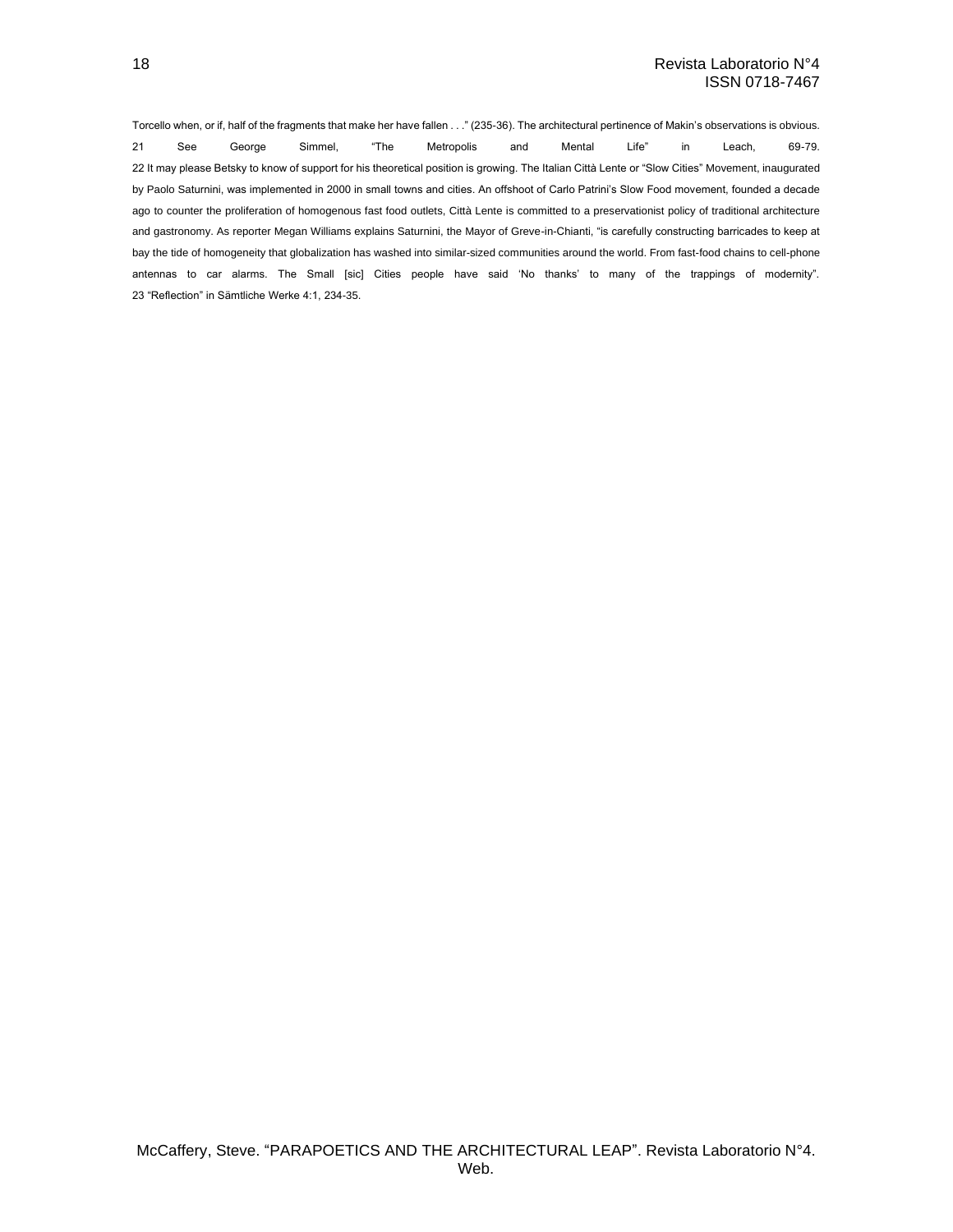Torcello when, or if, half of the fragments that make her have fallen . . ." (235-36). The architectural pertinence of Makin's observations is obvious.

21 See George Simmel, "The Metropolis and Mental Life" in Leach, 69-79.

22 It may please Betsky to know of support for his theoretical position is growing. The Italian Città Lente or "Slow Cities" Movement, inaugurated by Paolo Saturnini, was implemented in 2000 in small towns and cities. An offshoot of Carlo Patrini's Slow Food movement, founded a decade ago to counter the proliferation of homogenous fast food outlets, Città Lente is committed to a preservationist policy of traditional architecture and gastronomy. As reporter Megan Williams explains Saturnini, the Mayor of Greve-in-Chianti, "is carefully constructing barricades to keep at bay the tide of homogeneity that globalization has washed into similar-sized communities around the world. From fast-food chains to cell-phone antennas to car alarms. The Small [sic] Cities people have said 'No thanks' to many of the trappings of modernity".

23 "Reflection" in Sämtliche Werke 4:1, 234-35.